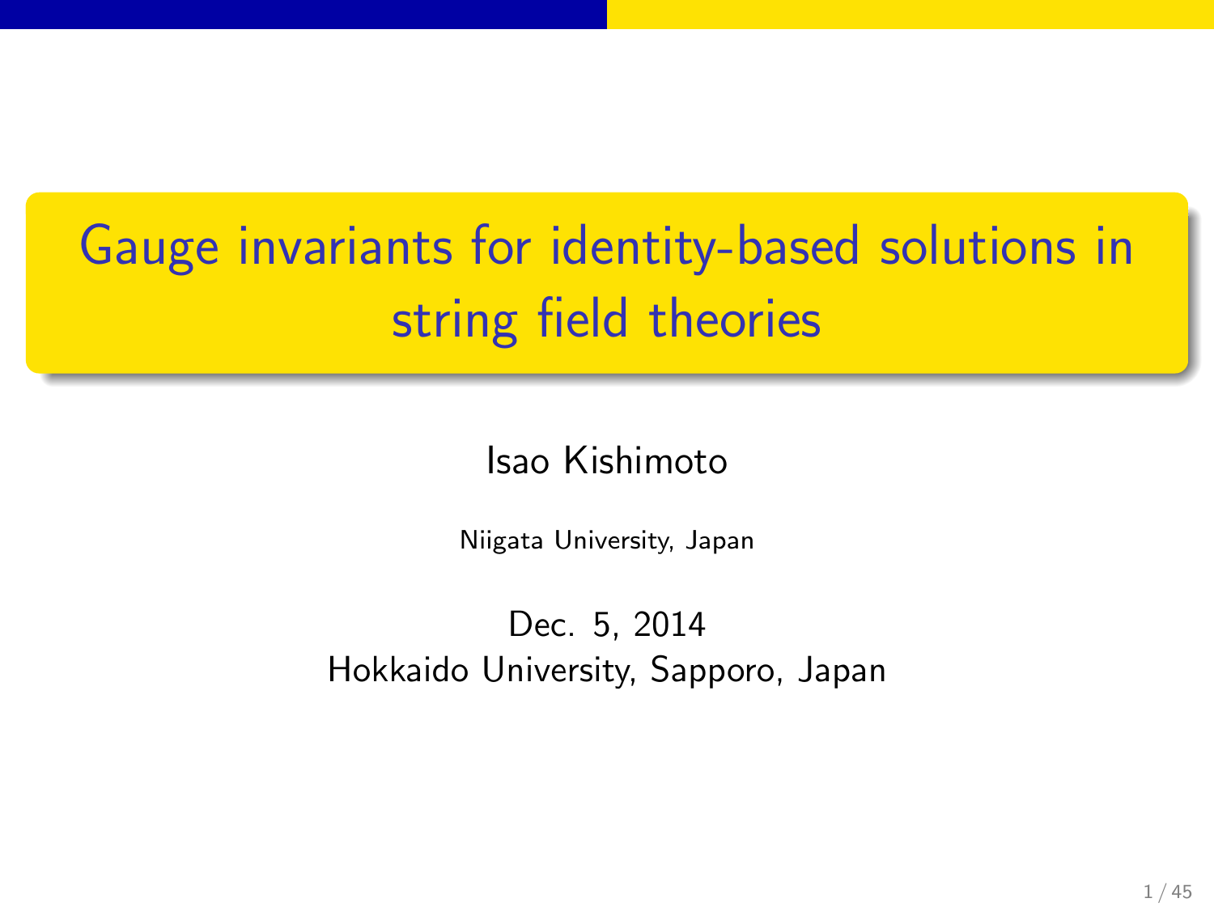# Gauge invariants for identity-based solutions in string field theories

Isao Kishimoto

Niigata University, Japan

Dec. 5, 2014
Hokkaido University, Sapporo, Japan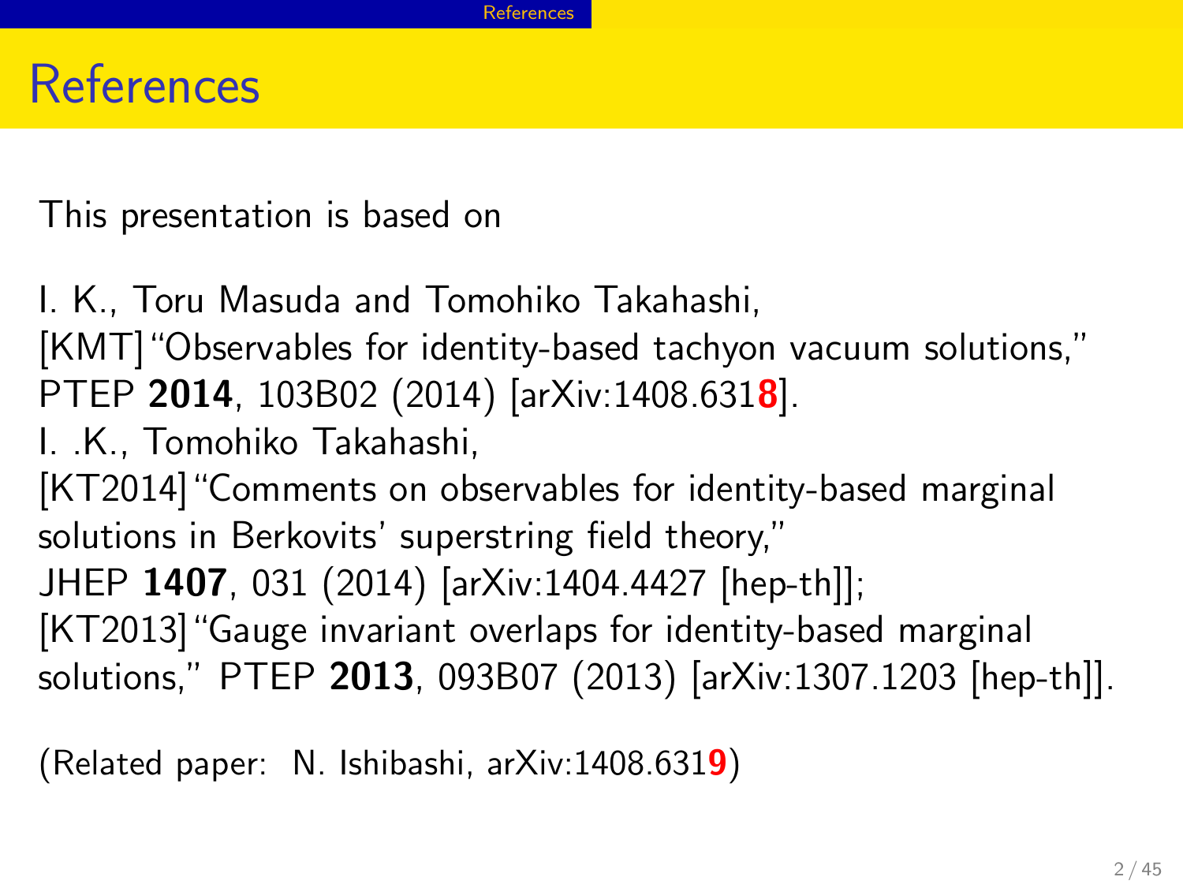# References

This presentation is based on

I. K., Toru Masuda and Tomohiko Takahashi,
[KMT] "Observables for identity-based tachyon vacuum solutions," PTEP **2014**, 103B02 (2014) [arXiv:1408.631**8**].

I. .K., Tomohiko Takahashi,
[KT2014] "Comments on observables for identity-based marginal solutions in Berkovits' superstring field theory," JHEP **1407**, 031 (2014) [arXiv:1404.4427 [hep-th]];
[KT2013] "Gauge invariant overlaps for identity-based marginal solutions," PTEP **2013**, 093B07 (2013) [arXiv:1307.1203 [hep-th]].

(Related paper: N. Ishibashi, arXiv:1408.631**9**)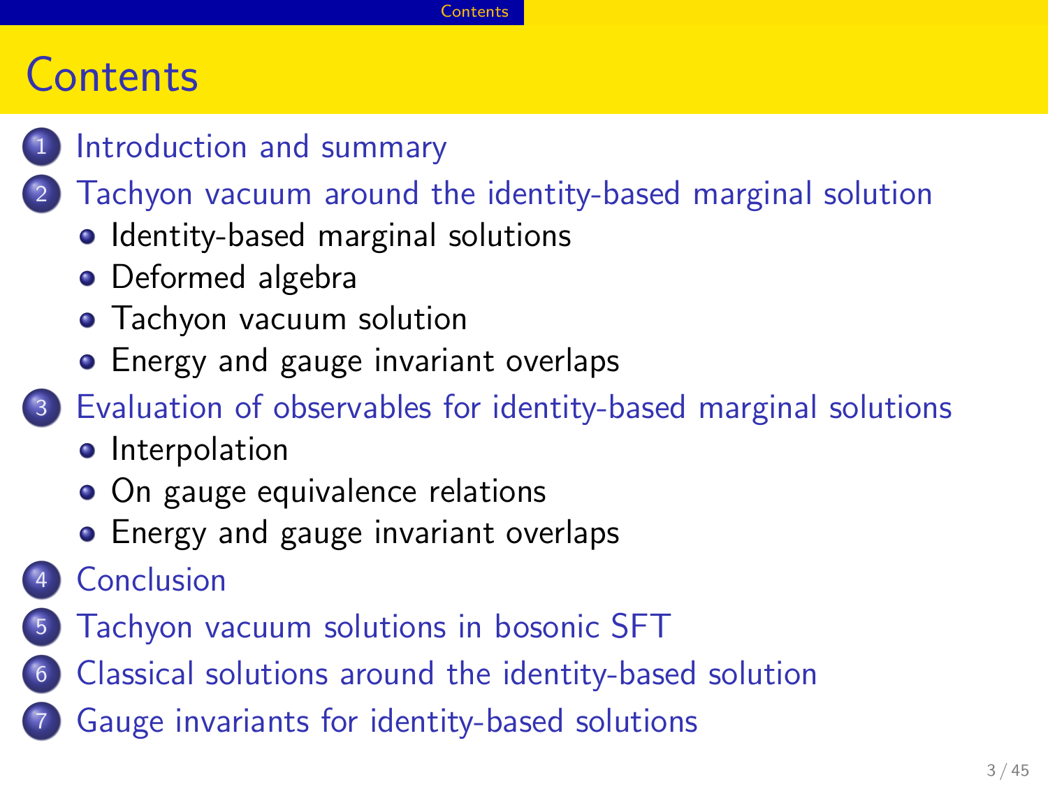# Contents

1. Introduction and summary
2. Tachyon vacuum around the identity-based marginal solution
   - Identity-based marginal solutions
   - Deformed algebra
   - Tachyon vacuum solution
   - Energy and gauge invariant overlaps
3. Evaluation of observables for identity-based marginal solutions
   - Interpolation
   - On gauge equivalence relations
   - Energy and gauge invariant overlaps
4. Conclusion
5. Tachyon vacuum solutions in bosonic SFT
6. Classical solutions around the identity-based solution
7. Gauge invariants for identity-based solutions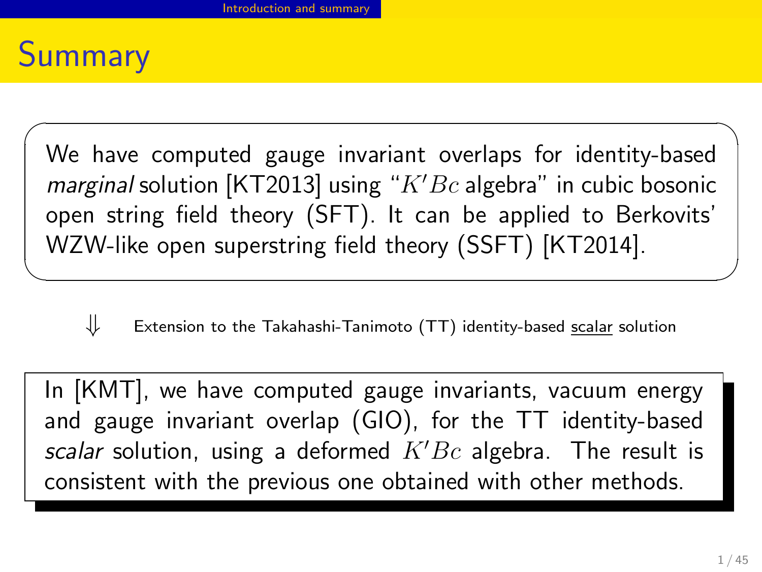# Summary

We have computed gauge invariant overlaps for identity-based *marginal* solution [KT2013] using "$K'Bc$ algebra" in cubic bosonic open string field theory (SFT). It can be applied to Berkovits' WZW-like open superstring field theory (SSFT) [KT2014].

⇓ Extension to the Takahashi-Tanimoto (TT) identity-based <u>scalar</u> solution

In [KMT], we have computed gauge invariants, vacuum energy and gauge invariant overlap (GIO), for the TT identity-based *scalar* solution, using a deformed $K'Bc$ algebra. The result is consistent with the previous one obtained with other methods.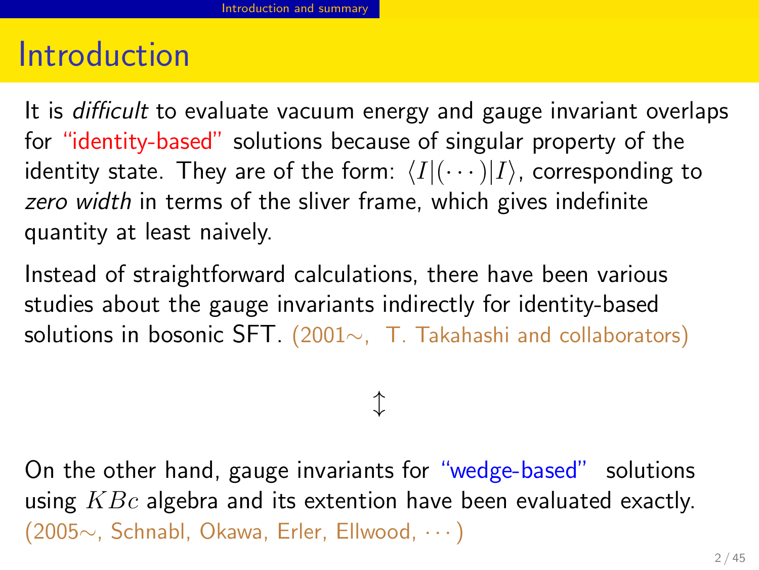# Introduction

It is *difficult* to evaluate vacuum energy and gauge invariant overlaps for "identity-based" solutions because of singular property of the identity state. They are of the form: $\langle I|(\cdots)|I\rangle$, corresponding to *zero width* in terms of the sliver frame, which gives indefinite quantity at least naively.

Instead of straightforward calculations, there have been various studies about the gauge invariants indirectly for identity-based solutions in bosonic SFT. (2001$\sim$, T. Takahashi and collaborators)

$$\updownarrow$$

On the other hand, gauge invariants for "wedge-based" solutions using $KBc$ algebra and its extention have been evaluated exactly. (2005$\sim$, Schnabl, Okawa, Erler, Ellwood, $\cdots$)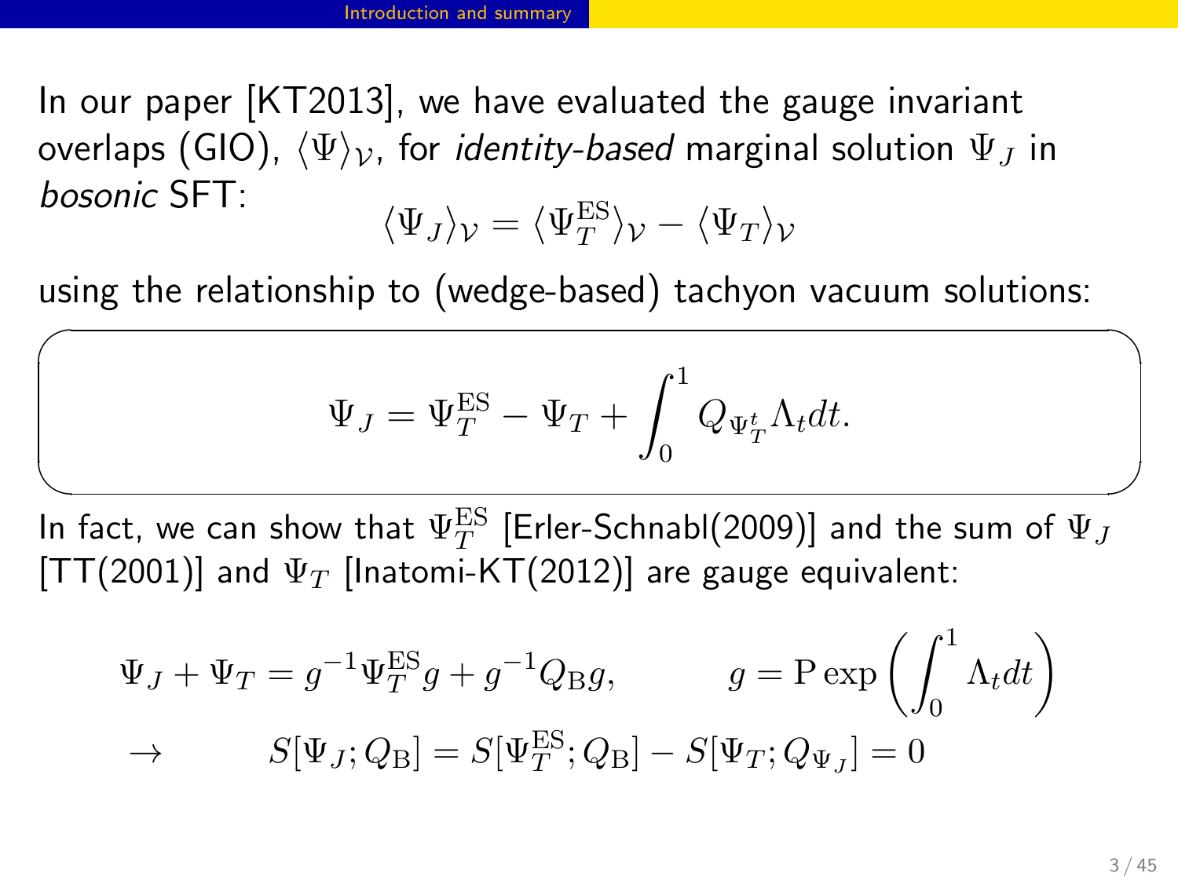In our paper [KT2013], we have evaluated the gauge invariant overlaps (GIO), $\langle\Psi\rangle_{\mathcal{V}}$, for *identity-based* marginal solution $\Psi_J$ in *bosonic* SFT:

$$\langle\Psi_J\rangle_{\mathcal{V}} = \langle\Psi_T^{\rm ES}\rangle_{\mathcal{V}} - \langle\Psi_T\rangle_{\mathcal{V}}$$

using the relationship to (wedge-based) tachyon vacuum solutions:

$$\Psi_J = \Psi_T^{\rm ES} - \Psi_T + \int_0^1 Q_{\Psi_T^t}\Lambda_t dt.$$

In fact, we can show that $\Psi_T^{\rm ES}$ [Erler-Schnabl(2009)] and the sum of $\Psi_J$ [TT(2001)] and $\Psi_T$ [Inatomi-KT(2012)] are gauge equivalent:

$$\Psi_J + \Psi_T = g^{-1}\Psi_T^{\rm ES} g + g^{-1}Q_{\rm B}g, \qquad g = {\rm P}\exp\left(\int_0^1 \Lambda_t dt\right)$$

$$\to \qquad S[\Psi_J; Q_{\rm B}] = S[\Psi_T^{\rm ES}; Q_{\rm B}] - S[\Psi_T; Q_{\Psi_J}] = 0$$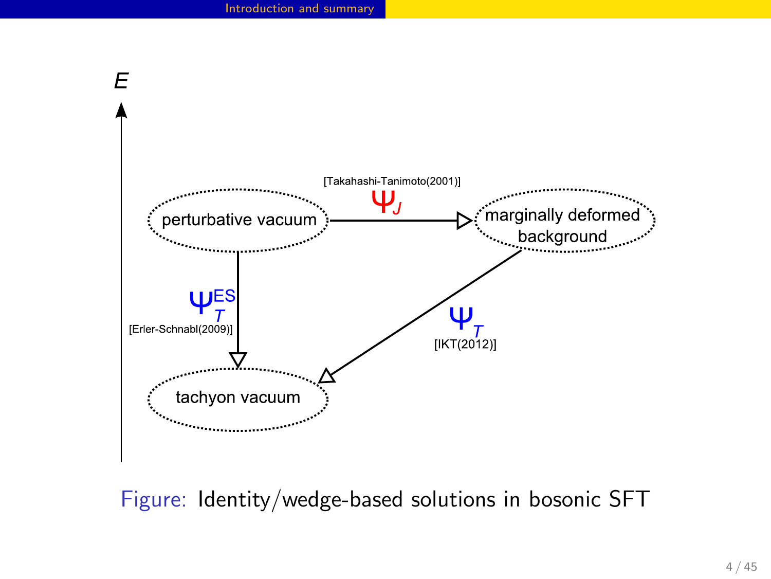$E$

[Takahashi-Tanimoto(2001)]

$\Psi_J$

perturbative vacuum

marginally deformed background

$\Psi_T^{ES}$

[Erler-Schnabl(2009)]

$\Psi_T$

[IKT(2012)]

tachyon vacuum

Figure: Identity/wedge-based solutions in bosonic SFT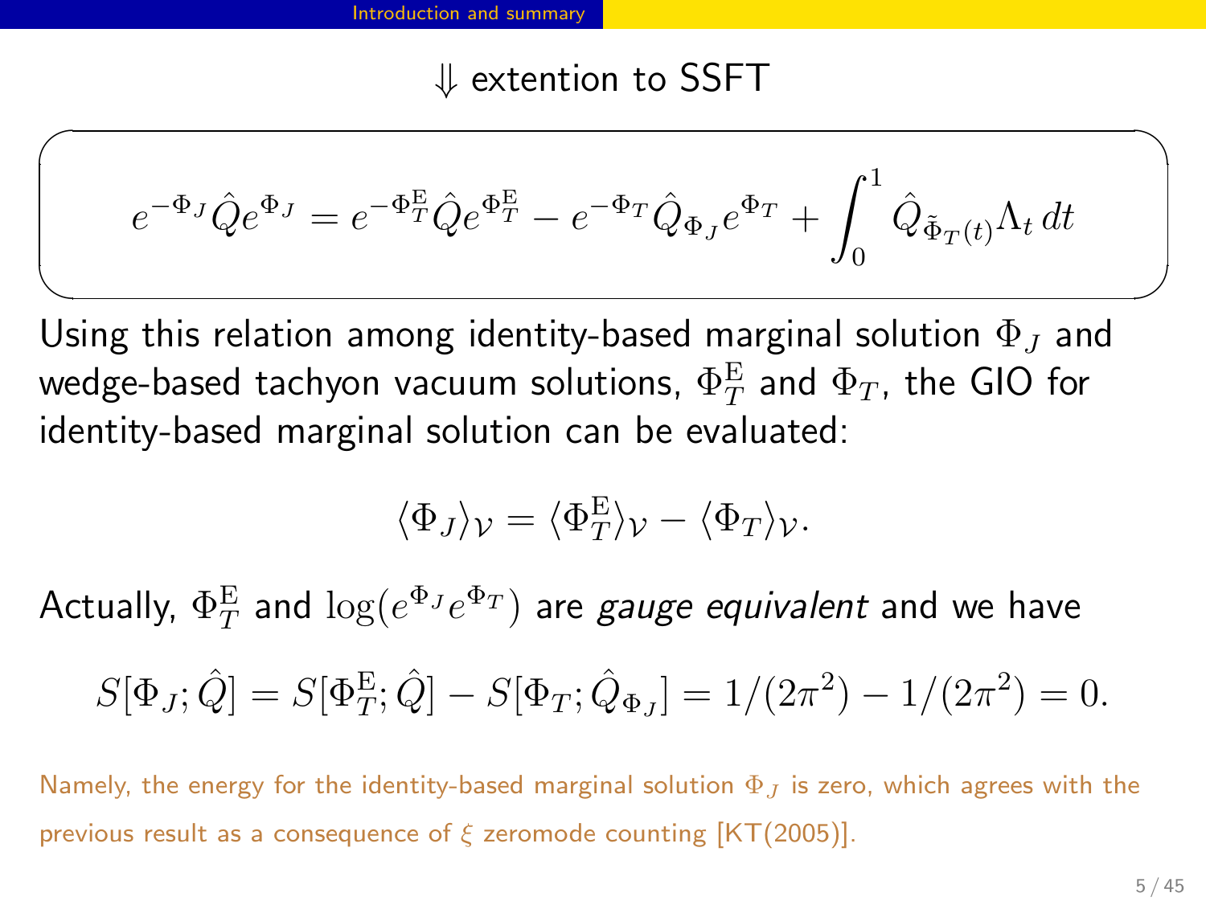⇓ extention to SSFT

$$e^{-\Phi_J}\hat{Q}e^{\Phi_J} = e^{-\Phi_T^{\mathrm{E}}}\hat{Q}e^{\Phi_T^{\mathrm{E}}} - e^{-\Phi_T}\hat{Q}_{\Phi_J}e^{\Phi_T} + \int_0^1 \hat{Q}_{\tilde{\Phi}_T(t)}\Lambda_t\, dt$$

Using this relation among identity-based marginal solution $\Phi_J$ and wedge-based tachyon vacuum solutions, $\Phi_T^{\mathrm{E}}$ and $\Phi_T$, the GIO for identity-based marginal solution can be evaluated:

$$\langle \Phi_J \rangle_{\mathcal{V}} = \langle \Phi_T^{\mathrm{E}} \rangle_{\mathcal{V}} - \langle \Phi_T \rangle_{\mathcal{V}}.$$

Actually, $\Phi_T^{\mathrm{E}}$ and $\log(e^{\Phi_J}e^{\Phi_T})$ are *gauge equivalent* and we have

$$S[\Phi_J;\hat{Q}] = S[\Phi_T^{\mathrm{E}};\hat{Q}] - S[\Phi_T;\hat{Q}_{\Phi_J}] = 1/(2\pi^2) - 1/(2\pi^2) = 0.$$

Namely, the energy for the identity-based marginal solution $\Phi_J$ is zero, which agrees with the previous result as a consequence of $\xi$ zeromode counting [KT(2005)].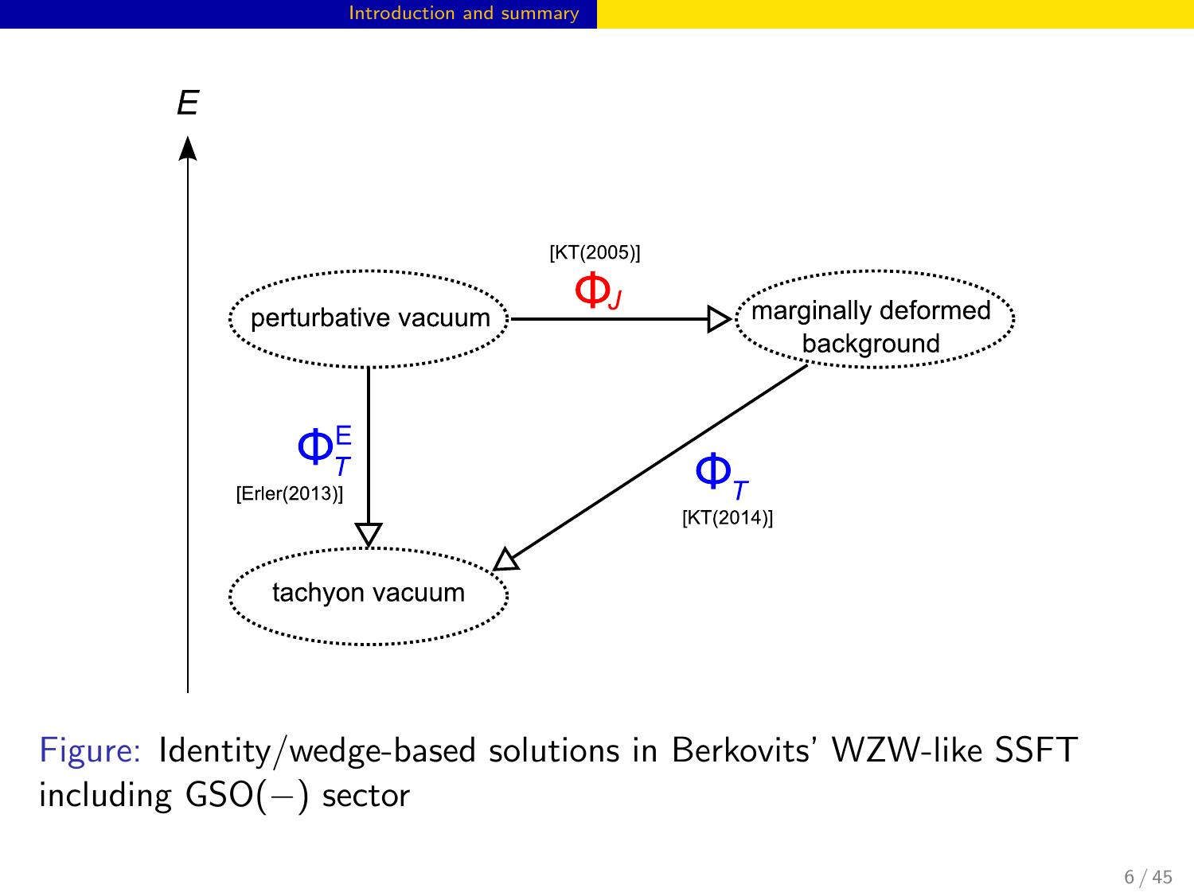E

[KT(2005)]

$\Phi_J$

perturbative vacuum

marginally deformed background

$\Phi_T^E$

[Erler(2013)]

$\Phi_T$

[KT(2014)]

tachyon vacuum

Figure: Identity/wedge-based solutions in Berkovits' WZW-like SSFT including GSO($-$) sector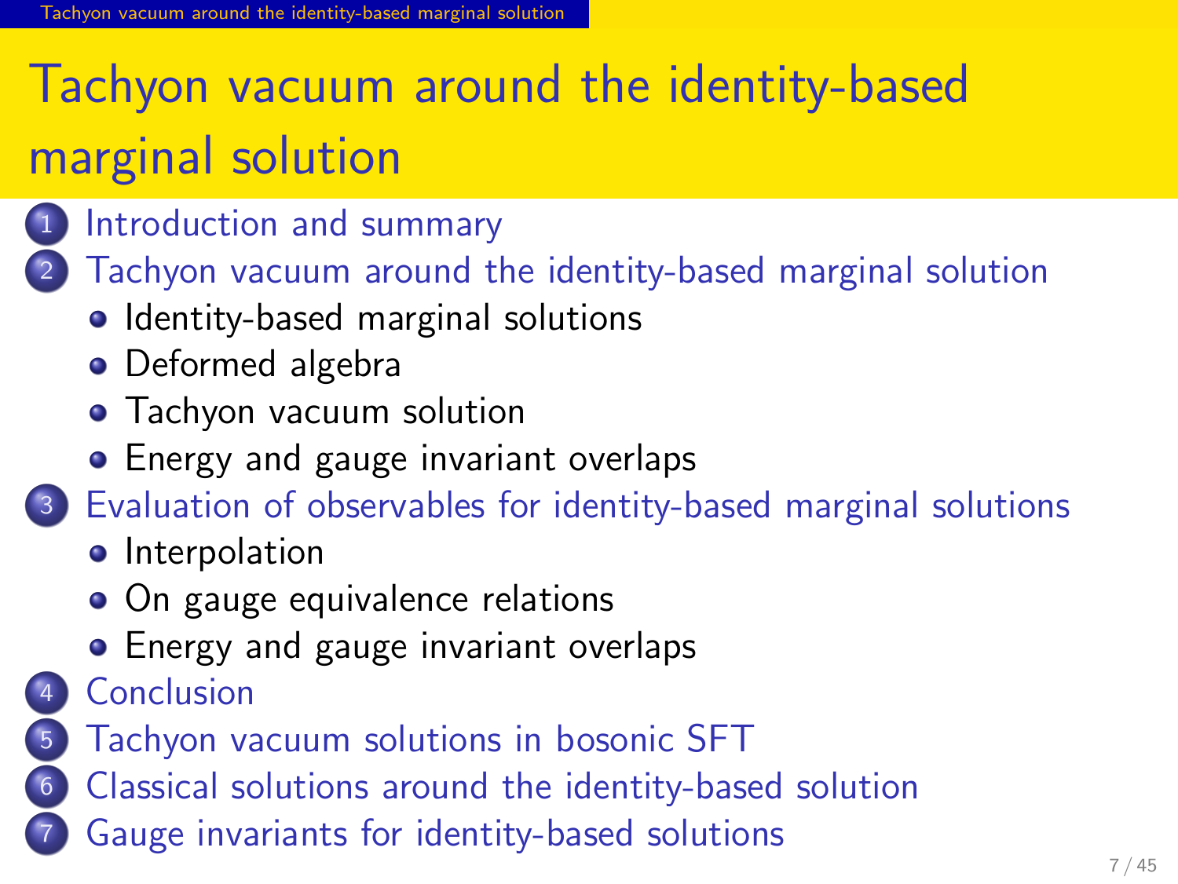# Tachyon vacuum around the identity-based marginal solution

1. Introduction and summary
2. Tachyon vacuum around the identity-based marginal solution
   - Identity-based marginal solutions
   - Deformed algebra
   - Tachyon vacuum solution
   - Energy and gauge invariant overlaps
3. Evaluation of observables for identity-based marginal solutions
   - Interpolation
   - On gauge equivalence relations
   - Energy and gauge invariant overlaps
4. Conclusion
5. Tachyon vacuum solutions in bosonic SFT
6. Classical solutions around the identity-based solution
7. Gauge invariants for identity-based solutions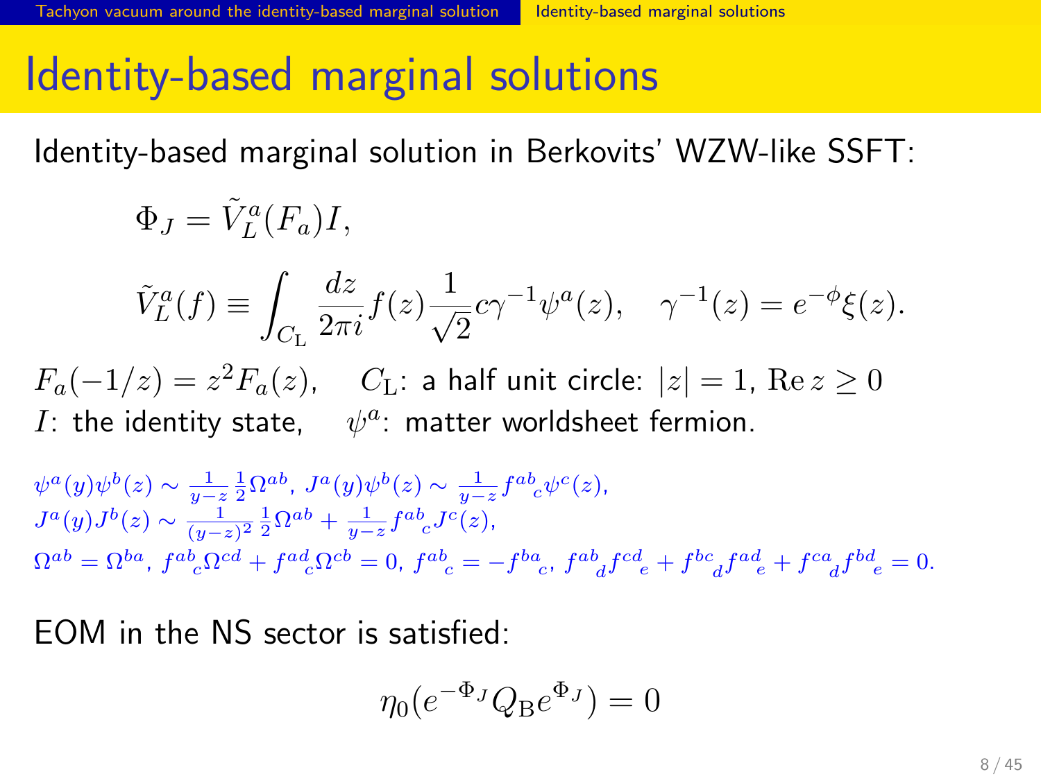# Identity-based marginal solutions

Identity-based marginal solution in Berkovits' WZW-like SSFT:

$$\Phi_J = \tilde{V}_L^a(F_a)I,$$

$$\tilde{V}_L^a(f) \equiv \int_{C_{\rm L}} \frac{dz}{2\pi i} f(z) \frac{1}{\sqrt{2}} c\gamma^{-1}\psi^a(z), \quad \gamma^{-1}(z) = e^{-\phi}\xi(z).$$

$F_a(-1/z) = z^2 F_a(z)$, $C_{\rm L}$: a half unit circle: $|z| = 1$, ${\rm Re}\, z \geq 0$

$I$: the identity state, $\psi^a$: matter worldsheet fermion.

$\psi^a(y)\psi^b(z) \sim \frac{1}{y-z}\frac{1}{2}\Omega^{ab}$, $J^a(y)\psi^b(z) \sim \frac{1}{y-z} f^{ab}{}_c \psi^c(z)$,
$J^a(y)J^b(z) \sim \frac{1}{(y-z)^2}\frac{1}{2}\Omega^{ab} + \frac{1}{y-z} f^{ab}{}_c J^c(z)$,
$\Omega^{ab} = \Omega^{ba}$, $f^{ab}{}_c \Omega^{cd} + f^{ad}{}_c \Omega^{cb} = 0$, $f^{ab}{}_c = -f^{ba}{}_c$, $f^{ab}{}_d f^{cd}{}_e + f^{bc}{}_d f^{ad}{}_e + f^{ca}{}_d f^{bd}{}_e = 0$.

EOM in the NS sector is satisfied:

$$\eta_0(e^{-\Phi_J} Q_{\rm B} e^{\Phi_J}) = 0$$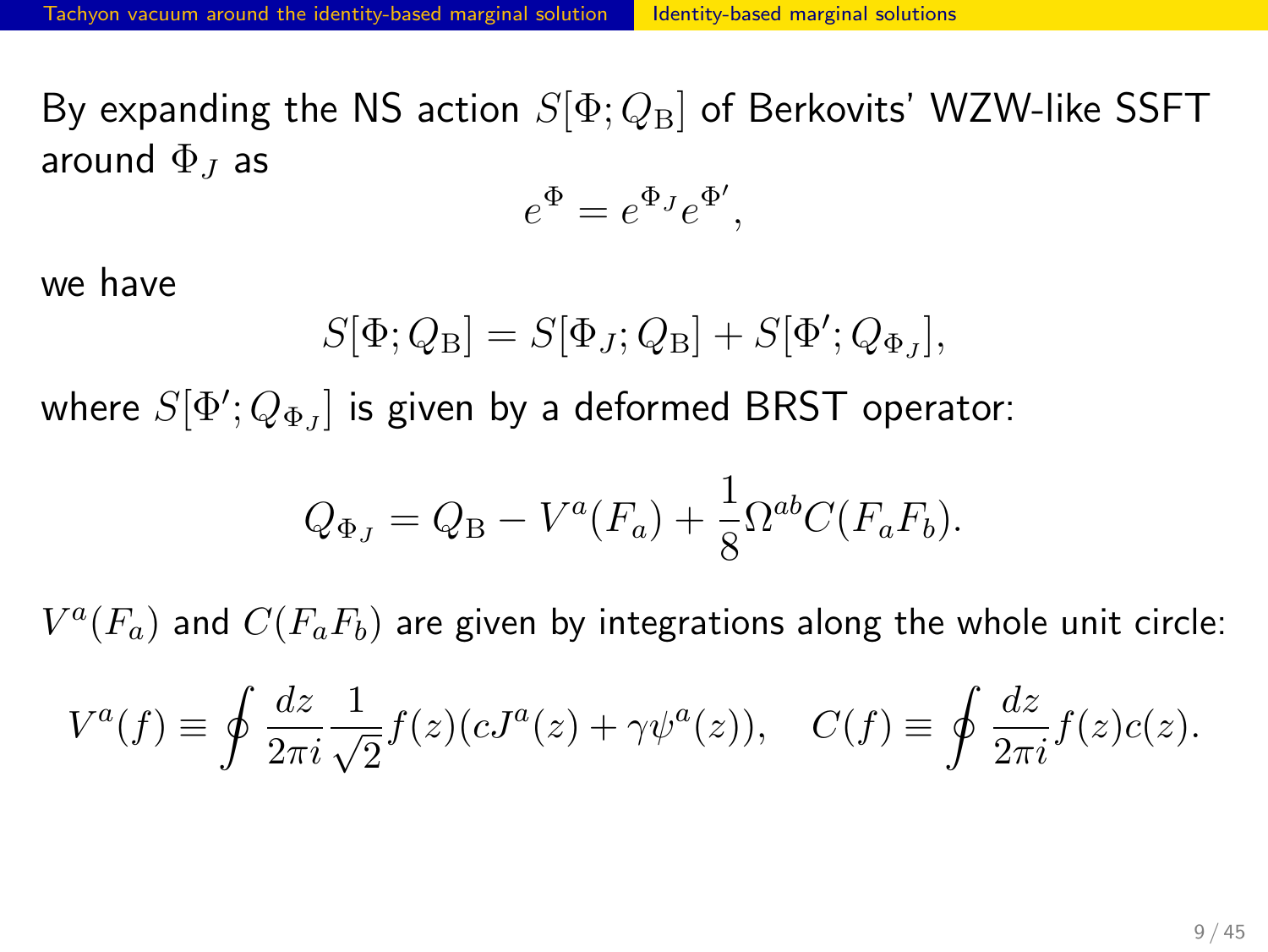By expanding the NS action $S[\Phi; Q_{\rm B}]$ of Berkovits' WZW-like SSFT around $\Phi_J$ as

$$e^{\Phi} = e^{\Phi_J} e^{\Phi'},$$

we have

$$S[\Phi; Q_{\rm B}] = S[\Phi_J; Q_{\rm B}] + S[\Phi'; Q_{\Phi_J}],$$

where $S[\Phi'; Q_{\Phi_J}]$ is given by a deformed BRST operator:

$$Q_{\Phi_J} = Q_{\rm B} - V^a(F_a) + \frac{1}{8}\Omega^{ab} C(F_a F_b).$$

$V^a(F_a)$ and $C(F_a F_b)$ are given by integrations along the whole unit circle:

$$V^a(f) \equiv \oint \frac{dz}{2\pi i} \frac{1}{\sqrt{2}} f(z)(cJ^a(z) + \gamma\psi^a(z)), \quad C(f) \equiv \oint \frac{dz}{2\pi i} f(z) c(z).$$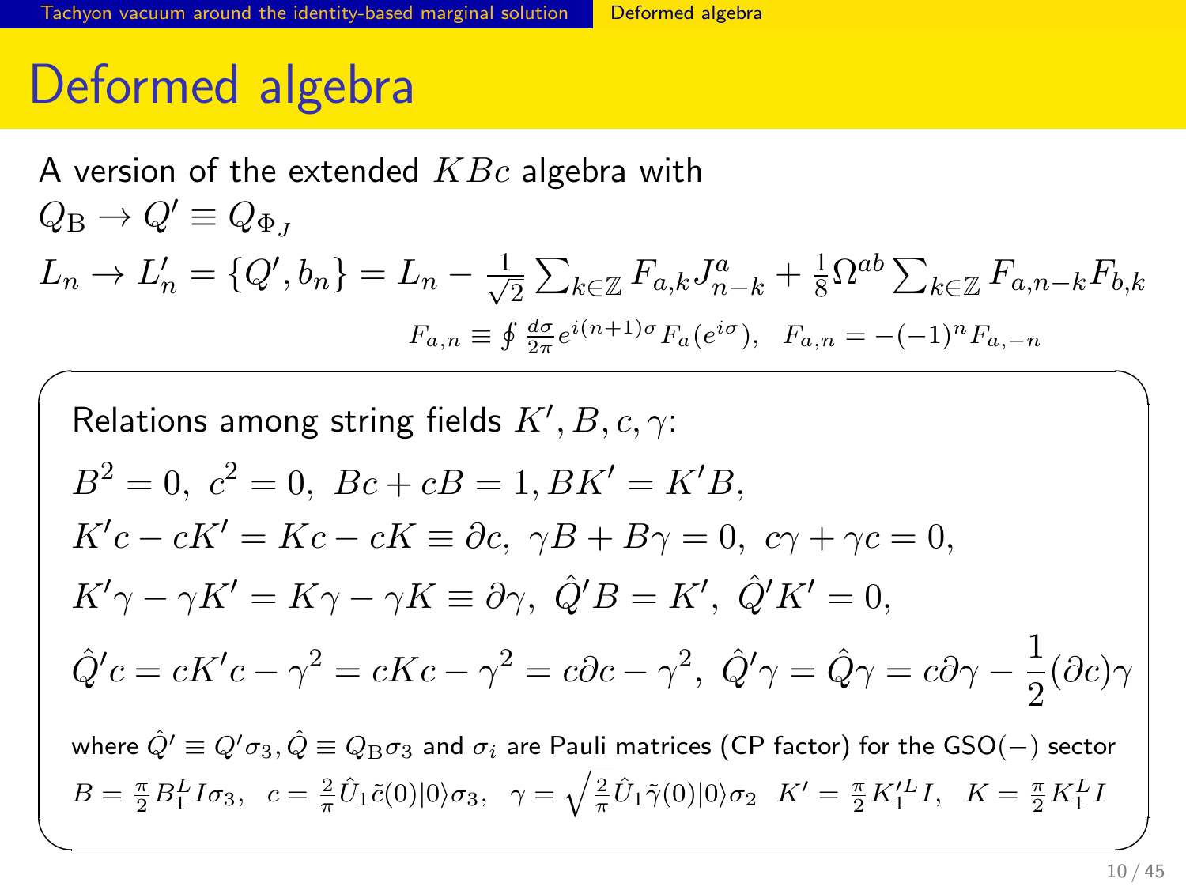# Deformed algebra

A version of the extended $KBc$ algebra with

$Q_{\rm B} \to Q' \equiv Q_{\Phi_J}$

$L_n \to L'_n = \{Q', b_n\} = L_n - \frac{1}{\sqrt{2}} \sum_{k\in\mathbb{Z}} F_{a,k} J^a_{n-k} + \frac{1}{8}\Omega^{ab} \sum_{k\in\mathbb{Z}} F_{a,n-k} F_{b,k}$

$F_{a,n} \equiv \oint \frac{d\sigma}{2\pi} e^{i(n+1)\sigma} F_a(e^{i\sigma}), \quad F_{a,n} = -(-1)^n F_{a,-n}$

Relations among string fields $K', B, c, \gamma$:

$$B^2 = 0,\ c^2 = 0,\ Bc + cB = 1, BK' = K'B,$$

$$K'c - cK' = Kc - cK \equiv \partial c,\ \gamma B + B\gamma = 0,\ c\gamma + \gamma c = 0,$$

$$K'\gamma - \gamma K' = K\gamma - \gamma K \equiv \partial\gamma,\ \hat{Q}'B = K',\ \hat{Q}'K' = 0,$$

$$\hat{Q}'c = cK'c - \gamma^2 = cKc - \gamma^2 = c\partial c - \gamma^2,\ \hat{Q}'\gamma = \hat{Q}\gamma = c\partial\gamma - \frac{1}{2}(\partial c)\gamma$$

where $\hat{Q}' \equiv Q'\sigma_3, \hat{Q} \equiv Q_{\rm B}\sigma_3$ and $\sigma_i$ are Pauli matrices (CP factor) for the GSO$(-)$ sector

$B = \frac{\pi}{2} B_1^L I \sigma_3, \quad c = \frac{2}{\pi} \hat{U}_1 \tilde{c}(0)|0\rangle\sigma_3, \quad \gamma = \sqrt{\frac{2}{\pi}} \hat{U}_1 \tilde{\gamma}(0)|0\rangle\sigma_2 \quad K' = \frac{\pi}{2} K_1'^L I, \quad K = \frac{\pi}{2} K_1^L I$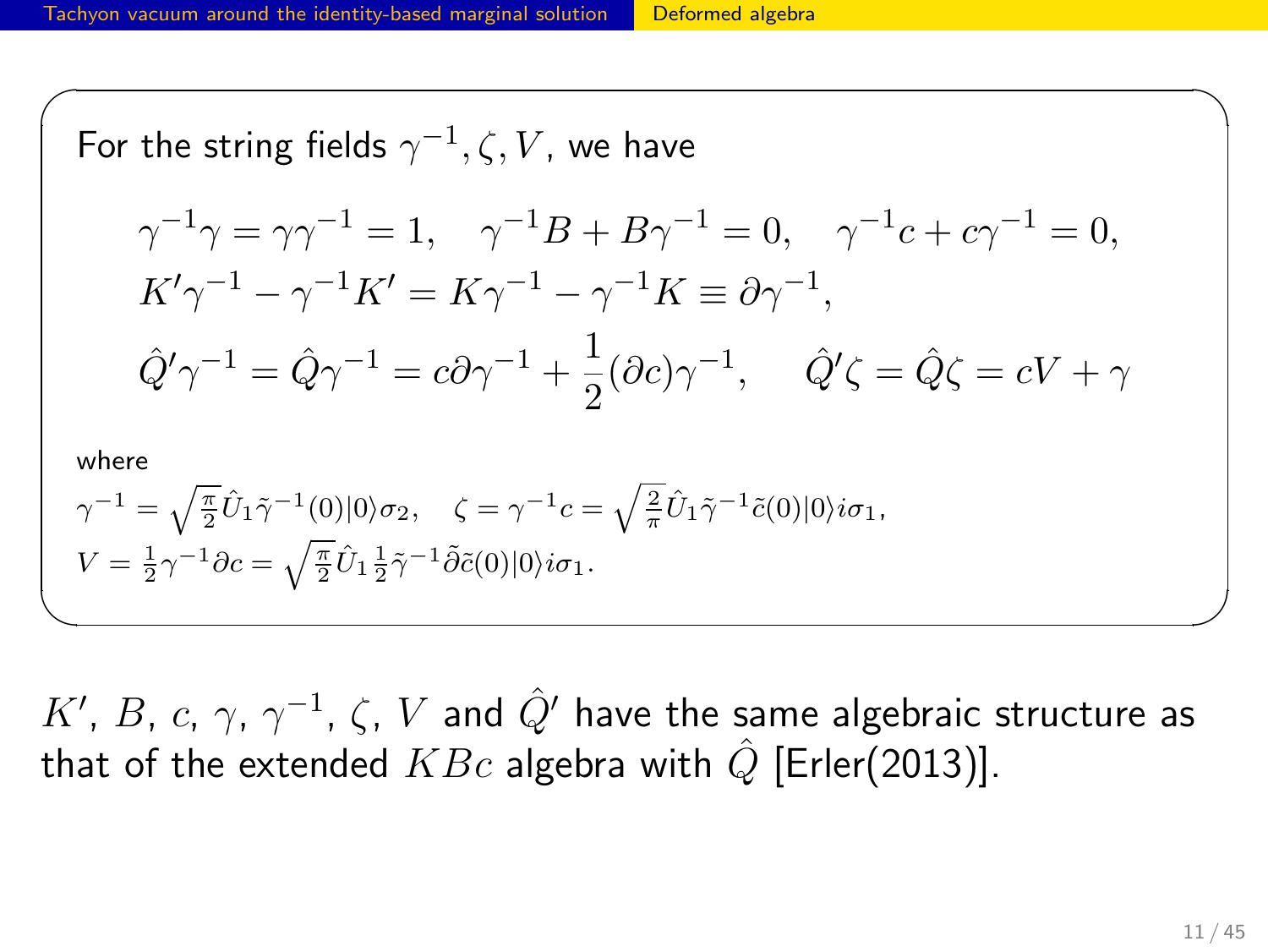For the string fields $\gamma^{-1}, \zeta, V$, we have

$$\gamma^{-1}\gamma = \gamma\gamma^{-1} = 1, \quad \gamma^{-1}B + B\gamma^{-1} = 0, \quad \gamma^{-1}c + c\gamma^{-1} = 0,$$
$$K'\gamma^{-1} - \gamma^{-1}K' = K\gamma^{-1} - \gamma^{-1}K \equiv \partial\gamma^{-1},$$
$$\hat{Q}'\gamma^{-1} = \hat{Q}\gamma^{-1} = c\partial\gamma^{-1} + \frac{1}{2}(\partial c)\gamma^{-1}, \qquad \hat{Q}'\zeta = \hat{Q}\zeta = cV + \gamma$$

where

$\gamma^{-1} = \sqrt{\frac{\pi}{2}}\hat{U}_1\tilde{\gamma}^{-1}(0)|0\rangle\sigma_2, \quad \zeta = \gamma^{-1}c = \sqrt{\frac{2}{\pi}}\hat{U}_1\tilde{\gamma}^{-1}\tilde{c}(0)|0\rangle i\sigma_1,$

$V = \frac{1}{2}\gamma^{-1}\partial c = \sqrt{\frac{\pi}{2}}\hat{U}_1\frac{1}{2}\tilde{\gamma}^{-1}\tilde{\partial}\tilde{c}(0)|0\rangle i\sigma_1.$

$K'$, $B$, $c$, $\gamma$, $\gamma^{-1}$, $\zeta$, $V$ and $\hat{Q}'$ have the same algebraic structure as that of the extended $KBc$ algebra with $\hat{Q}$ [Erler(2013)].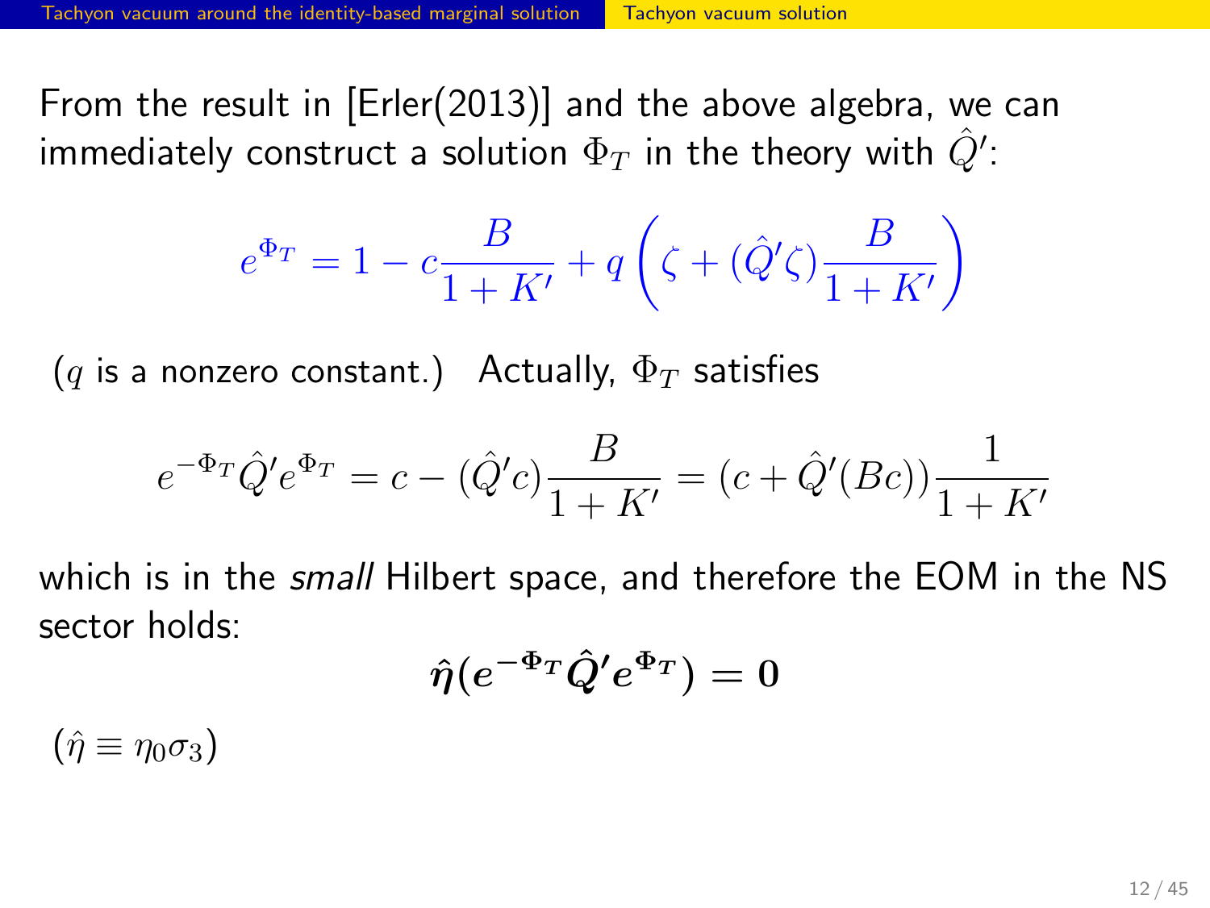From the result in [Erler(2013)] and the above algebra, we can immediately construct a solution $\Phi_T$ in the theory with $\hat{Q}'$:

$$e^{\Phi_T} = 1 - c\frac{B}{1+K'} + q\left(\zeta + (\hat{Q}'\zeta)\frac{B}{1+K'}\right)$$

($q$ is a nonzero constant.) Actually, $\Phi_T$ satisfies

$$e^{-\Phi_T}\hat{Q}'e^{\Phi_T} = c - (\hat{Q}'c)\frac{B}{1+K'} = (c + \hat{Q}'(Bc))\frac{1}{1+K'}$$

which is in the *small* Hilbert space, and therefore the EOM in the NS sector holds:

$$\boldsymbol{\hat{\eta}(e^{-\Phi_T}\hat{Q}'e^{\Phi_T}) = 0}$$

($\hat{\eta} \equiv \eta_0\sigma_3$)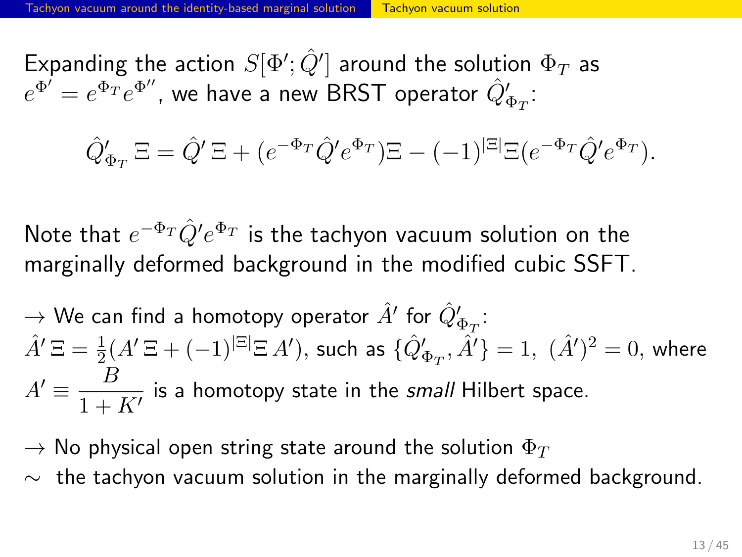Expanding the action $S[\Phi'; \hat{Q}']$ around the solution $\Phi_T$ as $e^{\Phi'} = e^{\Phi_T} e^{\Phi''}$, we have a new BRST operator $\hat{Q}'_{\Phi_T}$:

$$\hat{Q}'_{\Phi_T}\,\Xi = \hat{Q}'\,\Xi + (e^{-\Phi_T}\hat{Q}'e^{\Phi_T})\Xi - (-1)^{|\Xi|}\Xi(e^{-\Phi_T}\hat{Q}'e^{\Phi_T}).$$

Note that $e^{-\Phi_T}\hat{Q}'e^{\Phi_T}$ is the tachyon vacuum solution on the marginally deformed background in the modified cubic SSFT.

$\rightarrow$ We can find a homotopy operator $\hat{A}'$ for $\hat{Q}'_{\Phi_T}$: $\hat{A}'\,\Xi = \frac{1}{2}(A'\,\Xi + (-1)^{|\Xi|}\Xi\,A')$, such as $\{\hat{Q}'_{\Phi_T}, \hat{A}'\} = 1,\ (\hat{A}')^2 = 0$, where $A' \equiv \dfrac{B}{1+K'}$ is a homotopy state in the *small* Hilbert space.

$\rightarrow$ No physical open string state around the solution $\Phi_T$

$\sim$ the tachyon vacuum solution in the marginally deformed background.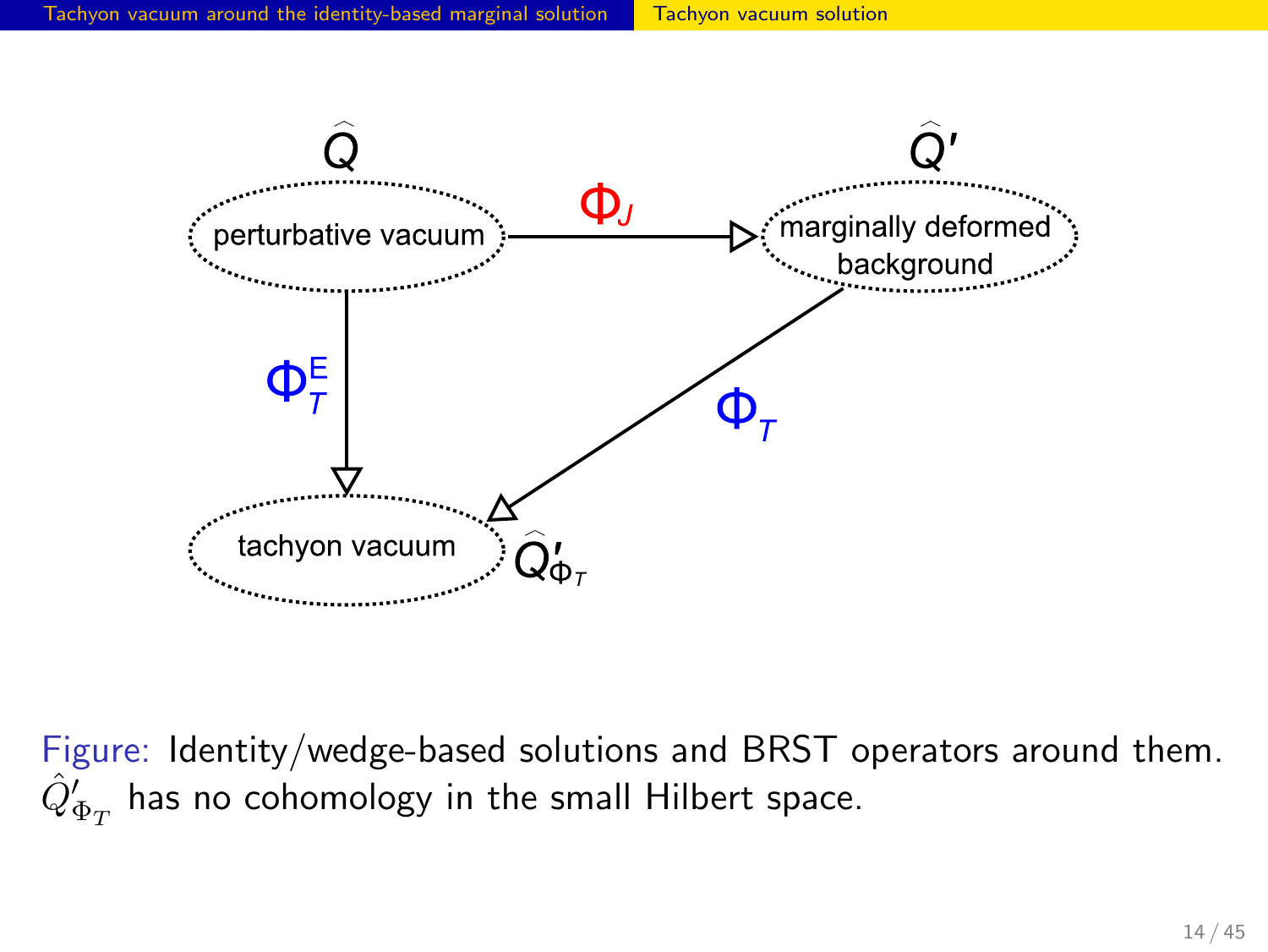perturbative vacuum

$\hat{Q}$

$\Phi_J$

marginally deformed background

$\hat{Q}'$

$\Phi_T^E$

$\Phi_T$

tachyon vacuum

$\hat{Q}'_{\Phi_T}$

Figure: Identity/wedge-based solutions and BRST operators around them. $\hat{Q}'_{\Phi_T}$ has no cohomology in the small Hilbert space.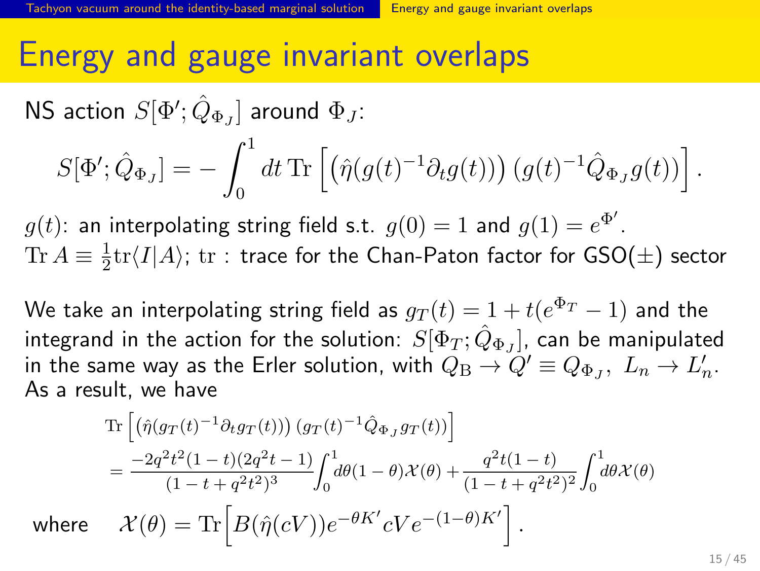# Energy and gauge invariant overlaps

NS action $S[\Phi'; \hat{Q}_{\Phi_J}]$ around $\Phi_J$:

$$S[\Phi'; \hat{Q}_{\Phi_J}] = -\int_0^1 dt \, \mathrm{Tr}\left[ \left(\hat{\eta}(g(t)^{-1}\partial_t g(t))\right) (g(t)^{-1}\hat{Q}_{\Phi_J} g(t)) \right].$$

$g(t)$: an interpolating string field s.t. $g(0) = 1$ and $g(1) = e^{\Phi'}$.
$\mathrm{Tr}\, A \equiv \frac{1}{2}\mathrm{tr}\langle I|A\rangle$; $\mathrm{tr}$ : trace for the Chan-Paton factor for GSO($\pm$) sector

We take an interpolating string field as $g_T(t) = 1 + t(e^{\Phi_T} - 1)$ and the integrand in the action for the solution: $S[\Phi_T; \hat{Q}_{\Phi_J}]$, can be manipulated in the same way as the Erler solution, with $Q_\mathrm{B} \to Q' \equiv Q_{\Phi_J}$, $L_n \to L'_n$. As a result, we have

$$\begin{aligned}
&\mathrm{Tr}\left[ \left(\hat{\eta}(g_T(t)^{-1}\partial_t g_T(t))\right) (g_T(t)^{-1}\hat{Q}_{\Phi_J} g_T(t)) \right] \\
&= \frac{-2q^2t^2(1-t)(2q^2t-1)}{(1-t+q^2t^2)^3}\int_0^1 d\theta (1-\theta)\mathcal{X}(\theta) + \frac{q^2t(1-t)}{(1-t+q^2t^2)^2}\int_0^1 d\theta \mathcal{X}(\theta)
\end{aligned}$$

where $\quad \mathcal{X}(\theta) = \mathrm{Tr}\Big[ B(\hat{\eta}(cV))e^{-\theta K'} cV e^{-(1-\theta)K'} \Big].$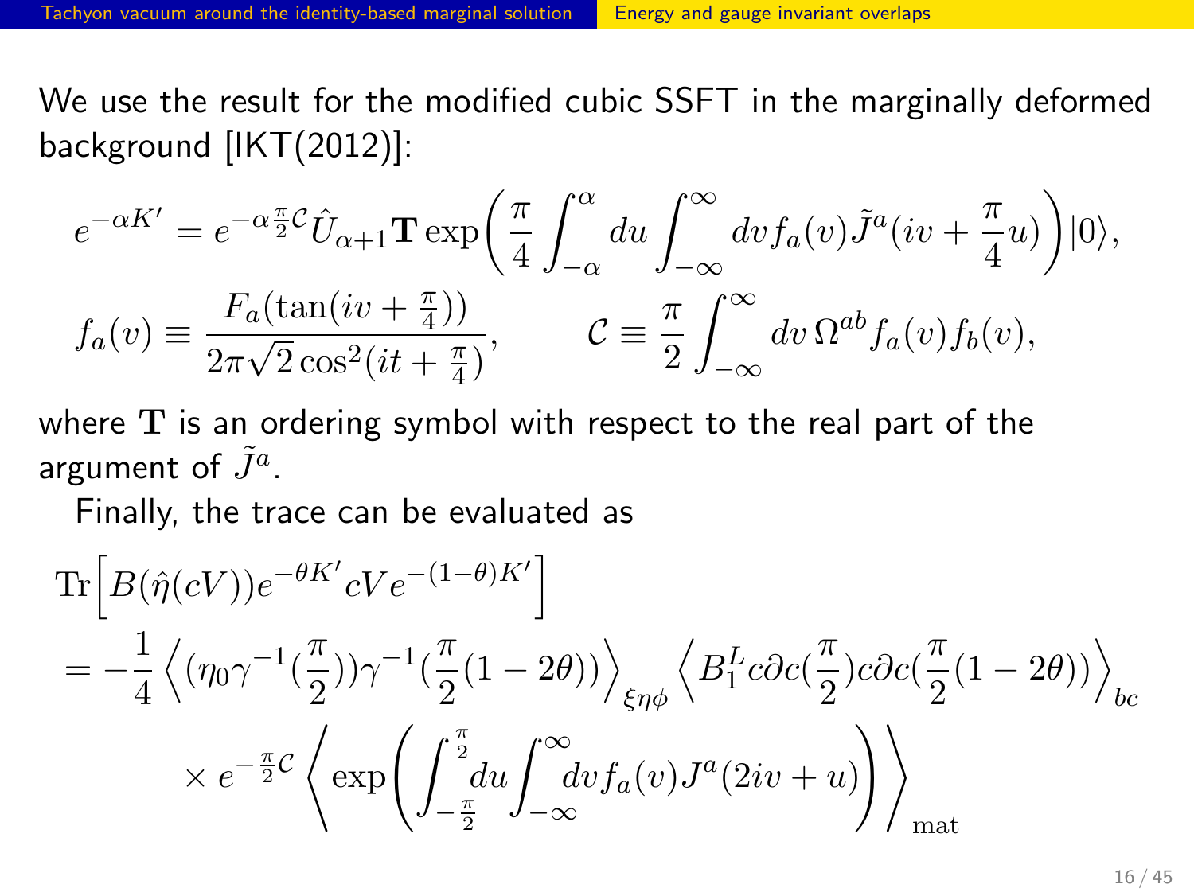We use the result for the modified cubic SSFT in the marginally deformed background [IKT(2012)]:

$$e^{-\alpha K'} = e^{-\alpha \frac{\pi}{2}\mathcal{C}} \hat{U}_{\alpha+1} \mathbf{T} \exp\biggl( \frac{\pi}{4} \int_{-\alpha}^{\alpha} du \int_{-\infty}^{\infty} dv f_a(v) \tilde{J}^a(iv + \frac{\pi}{4}u) \biggr) |0\rangle,$$

$$f_a(v) \equiv \frac{F_a(\tan(iv + \frac{\pi}{4}))}{2\pi\sqrt{2}\cos^2(it + \frac{\pi}{4})}, \qquad \mathcal{C} \equiv \frac{\pi}{2} \int_{-\infty}^{\infty} dv\, \Omega^{ab} f_a(v) f_b(v),$$

where $\mathbf{T}$ is an ordering symbol with respect to the real part of the argument of $\tilde{J}^a$.

Finally, the trace can be evaluated as

$$\begin{aligned}
&\mathrm{Tr}\Bigl[B(\hat{\eta}(cV)) e^{-\theta K'} cV e^{-(1-\theta)K'}\Bigr] \\
&= -\frac{1}{4} \Bigl\langle (\eta_0 \gamma^{-1}(\frac{\pi}{2})) \gamma^{-1}(\frac{\pi}{2}(1-2\theta)) \Bigr\rangle_{\xi\eta\phi} \Bigl\langle B_1^L c\partial c(\frac{\pi}{2}) c\partial c(\frac{\pi}{2}(1-2\theta)) \Bigr\rangle_{bc} \\
&\qquad \times e^{-\frac{\pi}{2}\mathcal{C}} \Biggl\langle \exp\biggl( \int_{-\frac{\pi}{2}}^{\frac{\pi}{2}} du \int_{-\infty}^{\infty} dv f_a(v) J^a(2iv + u) \biggr) \Biggr\rangle_{\mathrm{mat}}
\end{aligned}$$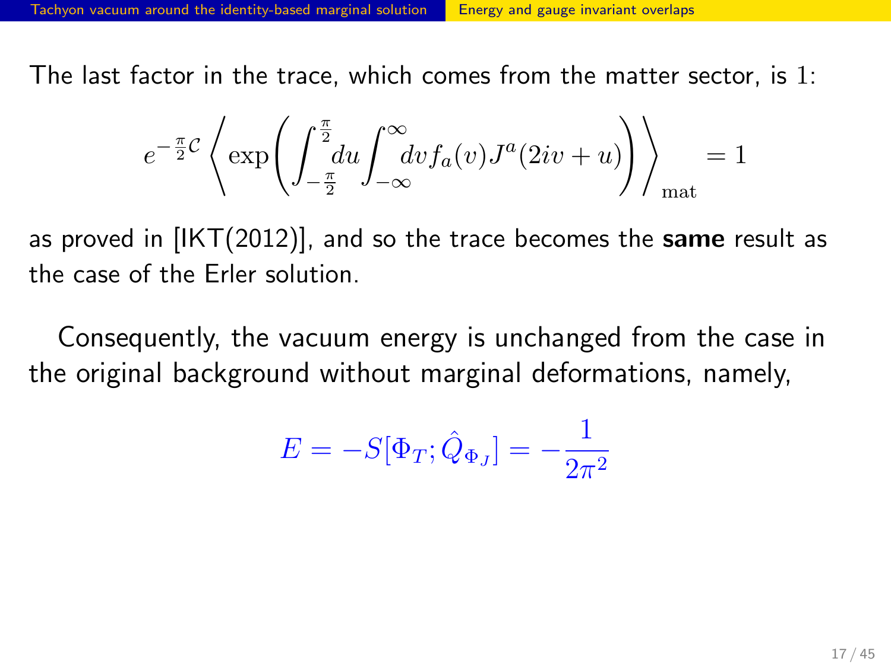The last factor in the trace, which comes from the matter sector, is $1$:

$$
e^{-\frac{\pi}{2}\mathcal{C}} \left\langle \exp\left( \int_{-\frac{\pi}{2}}^{\frac{\pi}{2}} du \int_{-\infty}^{\infty} dv f_a(v) J^a(2iv+u) \right) \right\rangle_{\mathrm{mat}} = 1
$$

as proved in [IKT(2012)], and so the trace becomes the **same** result as the case of the Erler solution.

Consequently, the vacuum energy is unchanged from the case in the original background without marginal deformations, namely,

$$
E = -S[\Phi_T; \hat{Q}_{\Phi_J}] = -\frac{1}{2\pi^2}
$$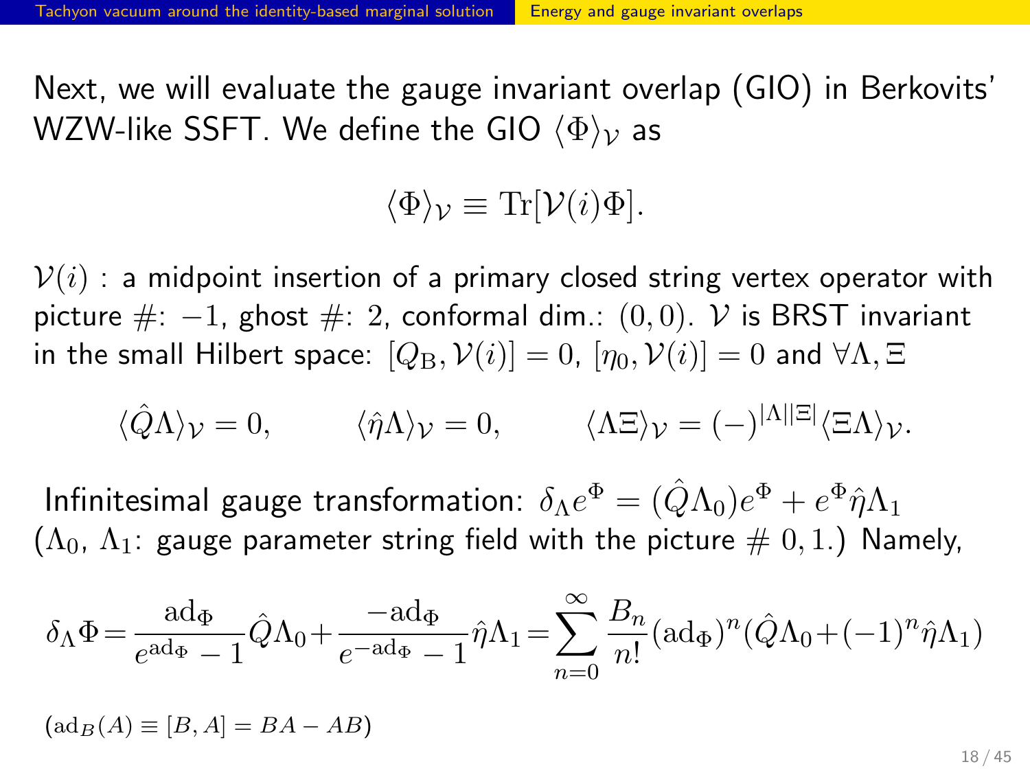Next, we will evaluate the gauge invariant overlap (GIO) in Berkovits' WZW-like SSFT. We define the GIO $\langle\Phi\rangle_{\mathcal{V}}$ as

$$\langle\Phi\rangle_{\mathcal{V}} \equiv \mathrm{Tr}[\mathcal{V}(i)\Phi].$$

$\mathcal{V}(i)$ : a midpoint insertion of a primary closed string vertex operator with picture #: $-1$, ghost #: $2$, conformal dim.: $(0,0)$. $\mathcal{V}$ is BRST invariant in the small Hilbert space: $[Q_{\mathrm{B}}, \mathcal{V}(i)] = 0$, $[\eta_0, \mathcal{V}(i)] = 0$ and $\forall\Lambda, \Xi$

$$\langle\hat{Q}\Lambda\rangle_{\mathcal{V}} = 0, \qquad \langle\hat{\eta}\Lambda\rangle_{\mathcal{V}} = 0, \qquad \langle\Lambda\Xi\rangle_{\mathcal{V}} = (-)^{|\Lambda||\Xi|}\langle\Xi\Lambda\rangle_{\mathcal{V}}.$$

Infinitesimal gauge transformation: $\delta_\Lambda e^\Phi = (\hat{Q}\Lambda_0)e^\Phi + e^\Phi\hat{\eta}\Lambda_1$ ($\Lambda_0$, $\Lambda_1$: gauge parameter string field with the picture # $0, 1$.) Namely,

$$\delta_\Lambda\Phi = \frac{\mathrm{ad}_\Phi}{e^{\mathrm{ad}_\Phi}-1}\hat{Q}\Lambda_0 + \frac{-\mathrm{ad}_\Phi}{e^{-\mathrm{ad}_\Phi}-1}\hat{\eta}\Lambda_1 = \sum_{n=0}^{\infty}\frac{B_n}{n!}(\mathrm{ad}_\Phi)^n(\hat{Q}\Lambda_0 + (-1)^n\hat{\eta}\Lambda_1)$$

$(\mathrm{ad}_B(A) \equiv [B, A] = BA - AB)$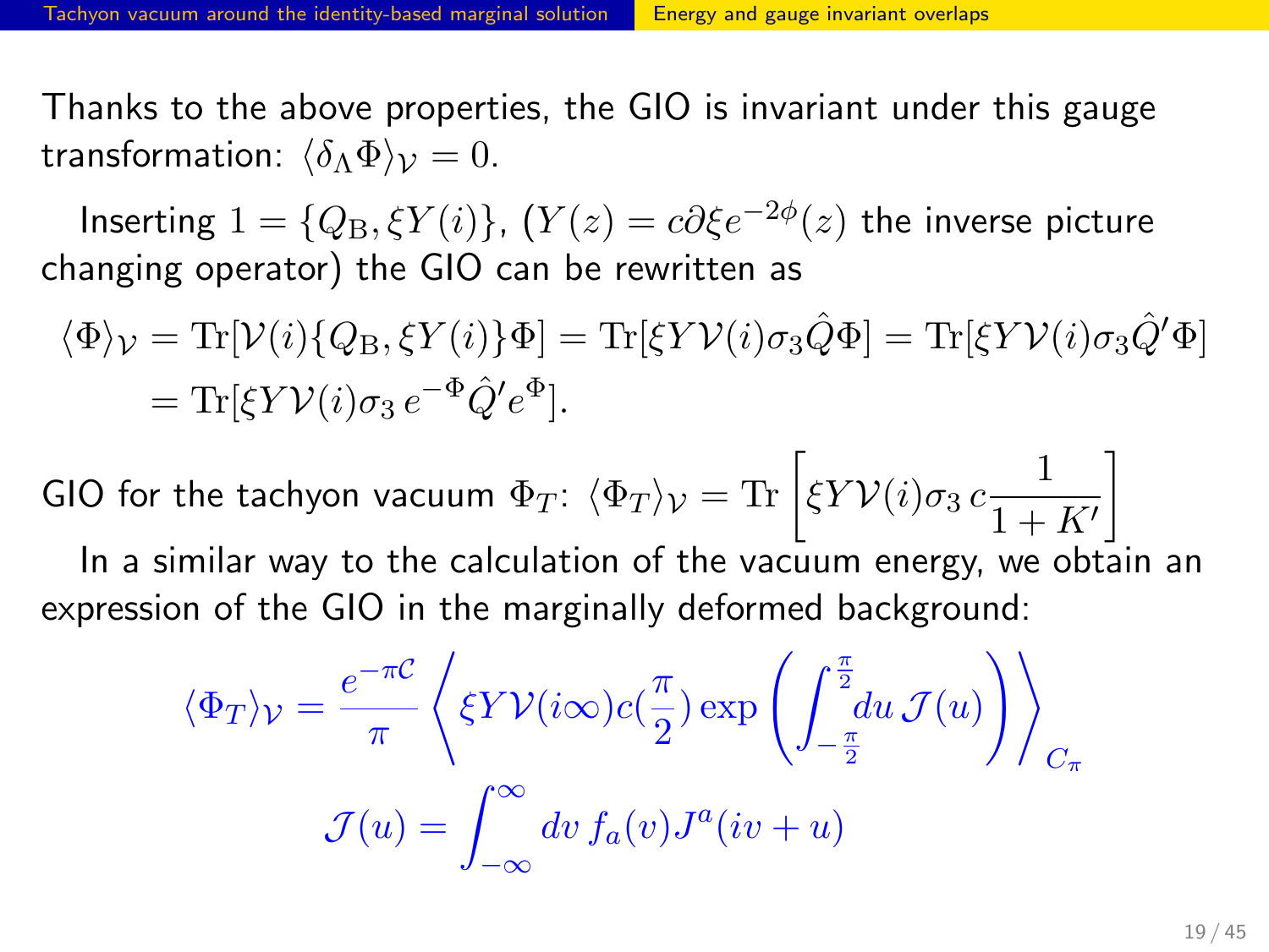Thanks to the above properties, the GIO is invariant under this gauge transformation: $\langle \delta_\Lambda \Phi \rangle_{\mathcal{V}} = 0$.

Inserting $1 = \{Q_{\mathrm{B}}, \xi Y(i)\}$, ($Y(z) = c\partial\xi e^{-2\phi}(z)$ the inverse picture changing operator) the GIO can be rewritten as

$$
\begin{aligned}
\langle \Phi \rangle_{\mathcal{V}} &= \mathrm{Tr}[\mathcal{V}(i)\{Q_{\mathrm{B}}, \xi Y(i)\}\Phi] = \mathrm{Tr}[\xi Y \mathcal{V}(i)\sigma_3 \hat{Q}\Phi] = \mathrm{Tr}[\xi Y \mathcal{V}(i)\sigma_3 \hat{Q}'\Phi] \\
&= \mathrm{Tr}[\xi Y \mathcal{V}(i)\sigma_3\, e^{-\Phi}\hat{Q}' e^{\Phi}].
\end{aligned}
$$

GIO for the tachyon vacuum $\Phi_T$: $\langle \Phi_T \rangle_{\mathcal{V}} = \mathrm{Tr}\left[\xi Y \mathcal{V}(i)\sigma_3\, c\dfrac{1}{1+K'}\right]$

In a similar way to the calculation of the vacuum energy, we obtain an expression of the GIO in the marginally deformed background:

$$
\langle \Phi_T \rangle_{\mathcal{V}} = \frac{e^{-\pi\mathcal{C}}}{\pi}\left\langle \xi Y \mathcal{V}(i\infty) c(\frac{\pi}{2}) \exp\left(\int_{-\frac{\pi}{2}}^{\frac{\pi}{2}} du\, \mathcal{J}(u)\right)\right\rangle_{C_\pi}
$$

$$
\mathcal{J}(u) = \int_{-\infty}^{\infty} dv\, f_a(v) J^a(iv+u)
$$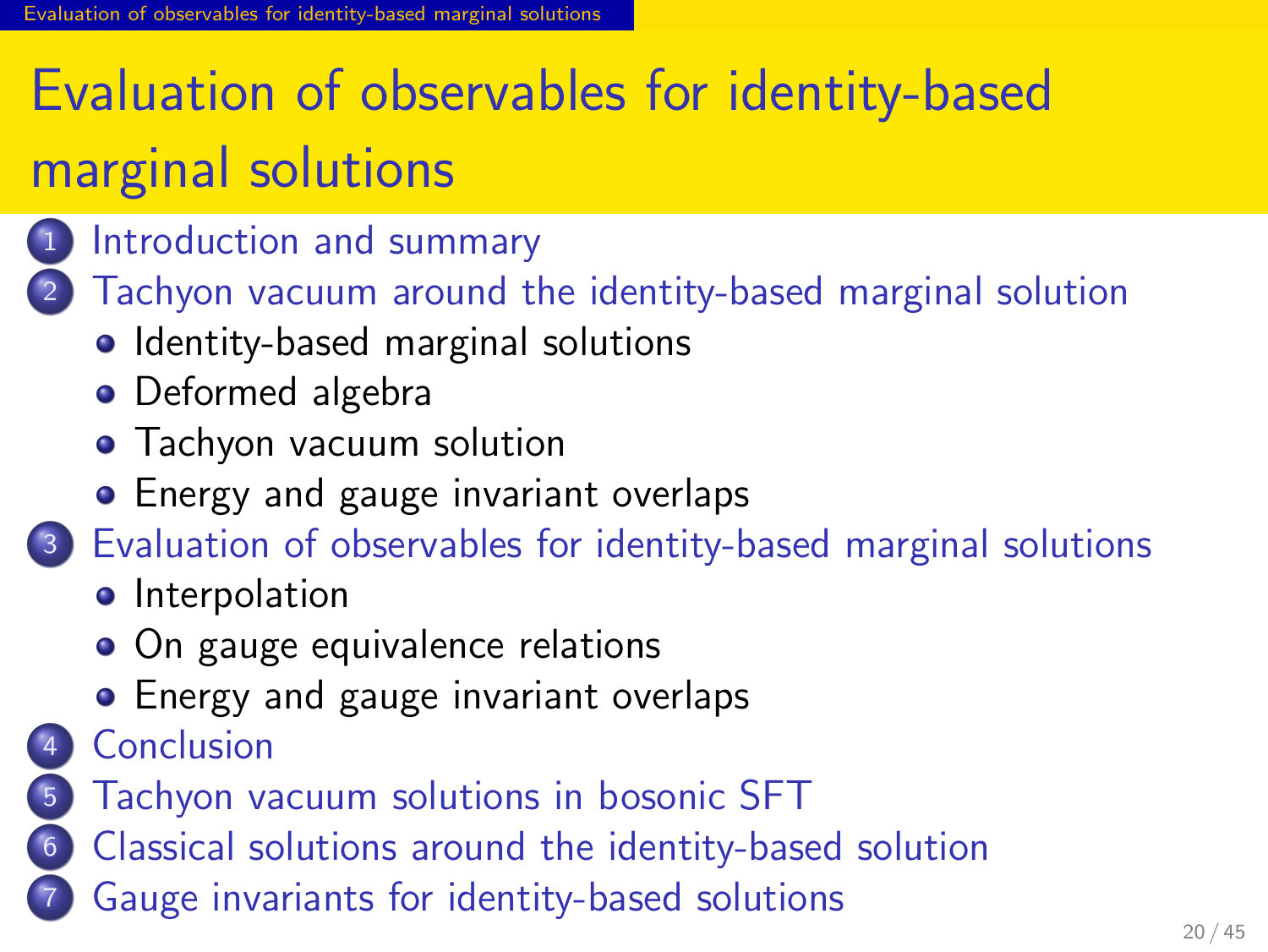# Evaluation of observables for identity-based marginal solutions

1. Introduction and summary
2. Tachyon vacuum around the identity-based marginal solution
   - Identity-based marginal solutions
   - Deformed algebra
   - Tachyon vacuum solution
   - Energy and gauge invariant overlaps
3. Evaluation of observables for identity-based marginal solutions
   - Interpolation
   - On gauge equivalence relations
   - Energy and gauge invariant overlaps
4. Conclusion
5. Tachyon vacuum solutions in bosonic SFT
6. Classical solutions around the identity-based solution
7. Gauge invariants for identity-based solutions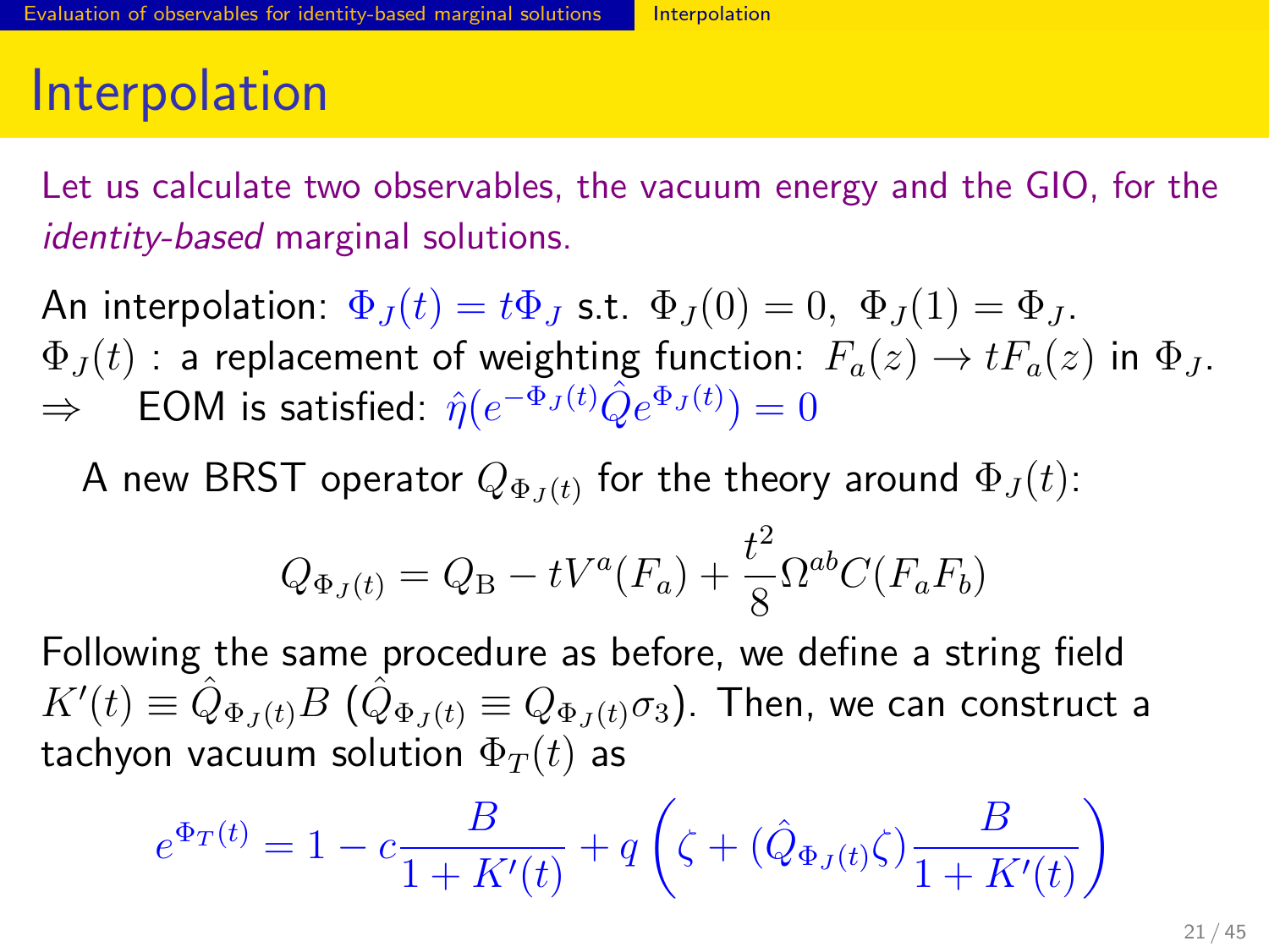# Interpolation

Let us calculate two observables, the vacuum energy and the GIO, for the *identity-based* marginal solutions.

An interpolation: $\Phi_J(t) = t\Phi_J$ s.t. $\Phi_J(0) = 0, \ \Phi_J(1) = \Phi_J$.
$\Phi_J(t)$ : a replacement of weighting function: $F_a(z) \to tF_a(z)$ in $\Phi_J$.
$\Rightarrow$ EOM is satisfied: $\hat{\eta}(e^{-\Phi_J(t)}\hat{Q}e^{\Phi_J(t)}) = 0$

A new BRST operator $Q_{\Phi_J(t)}$ for the theory around $\Phi_J(t)$:

$$Q_{\Phi_J(t)} = Q_{\mathrm{B}} - tV^a(F_a) + \frac{t^2}{8}\Omega^{ab}C(F_aF_b)$$

Following the same procedure as before, we define a string field $K'(t) \equiv \hat{Q}_{\Phi_J(t)}B$ ($\hat{Q}_{\Phi_J(t)} \equiv Q_{\Phi_J(t)}\sigma_3$). Then, we can construct a tachyon vacuum solution $\Phi_T(t)$ as

$$e^{\Phi_T(t)} = 1 - c\frac{B}{1+K'(t)} + q\left(\zeta + (\hat{Q}_{\Phi_J(t)}\zeta)\frac{B}{1+K'(t)}\right)$$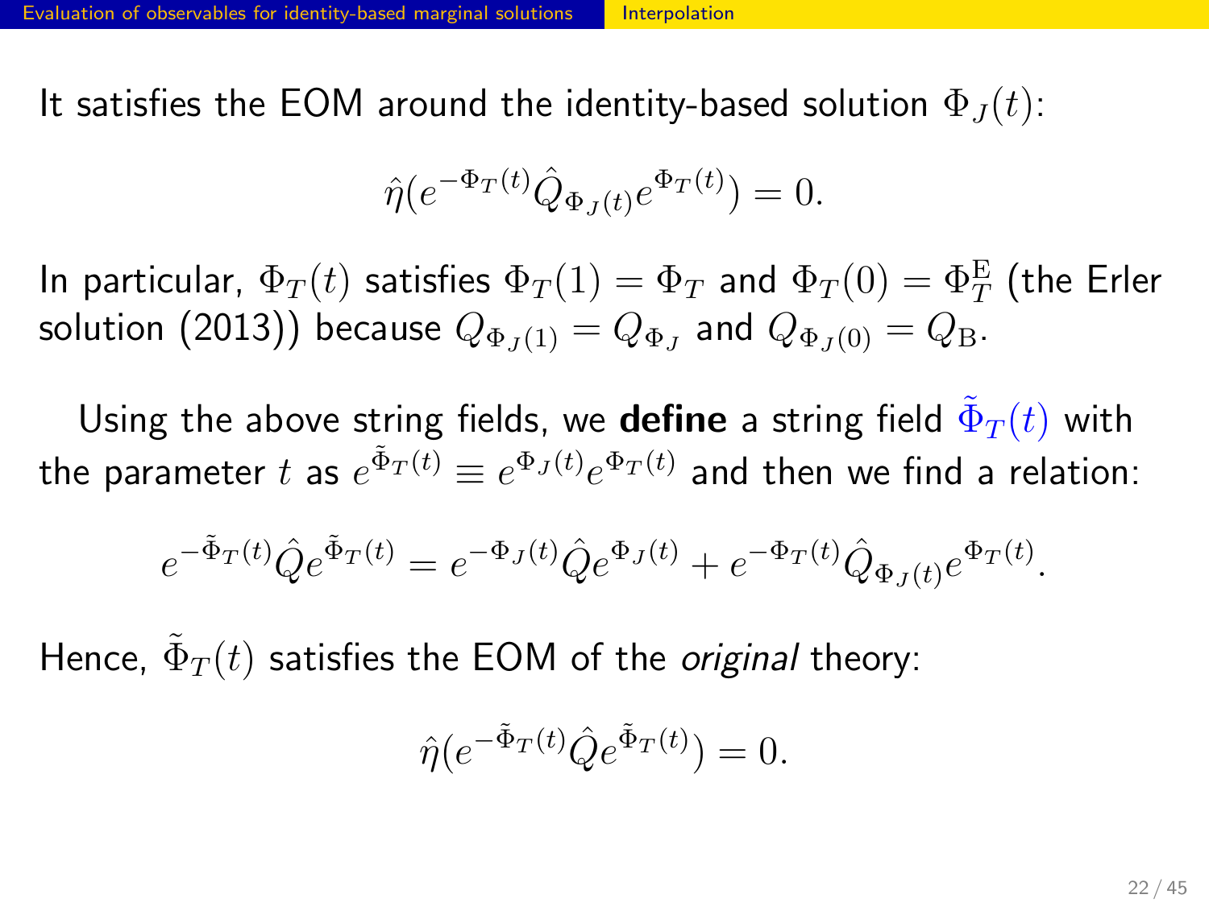It satisfies the EOM around the identity-based solution $\Phi_J(t)$:

$$\hat{\eta}(e^{-\Phi_T(t)}\hat{Q}_{\Phi_J(t)}e^{\Phi_T(t)}) = 0.$$

In particular, $\Phi_T(t)$ satisfies $\Phi_T(1) = \Phi_T$ and $\Phi_T(0) = \Phi_T^{\mathrm{E}}$ (the Erler solution (2013)) because $Q_{\Phi_J(1)} = Q_{\Phi_J}$ and $Q_{\Phi_J(0)} = Q_{\mathrm{B}}$.

Using the above string fields, we **define** a string field $\tilde{\Phi}_T(t)$ with the parameter $t$ as $e^{\tilde{\Phi}_T(t)} \equiv e^{\Phi_J(t)}e^{\Phi_T(t)}$ and then we find a relation:

$$e^{-\tilde{\Phi}_T(t)}\hat{Q}e^{\tilde{\Phi}_T(t)} = e^{-\Phi_J(t)}\hat{Q}e^{\Phi_J(t)} + e^{-\Phi_T(t)}\hat{Q}_{\Phi_J(t)}e^{\Phi_T(t)}.$$

Hence, $\tilde{\Phi}_T(t)$ satisfies the EOM of the *original* theory:

$$\hat{\eta}(e^{-\tilde{\Phi}_T(t)}\hat{Q}e^{\tilde{\Phi}_T(t)}) = 0.$$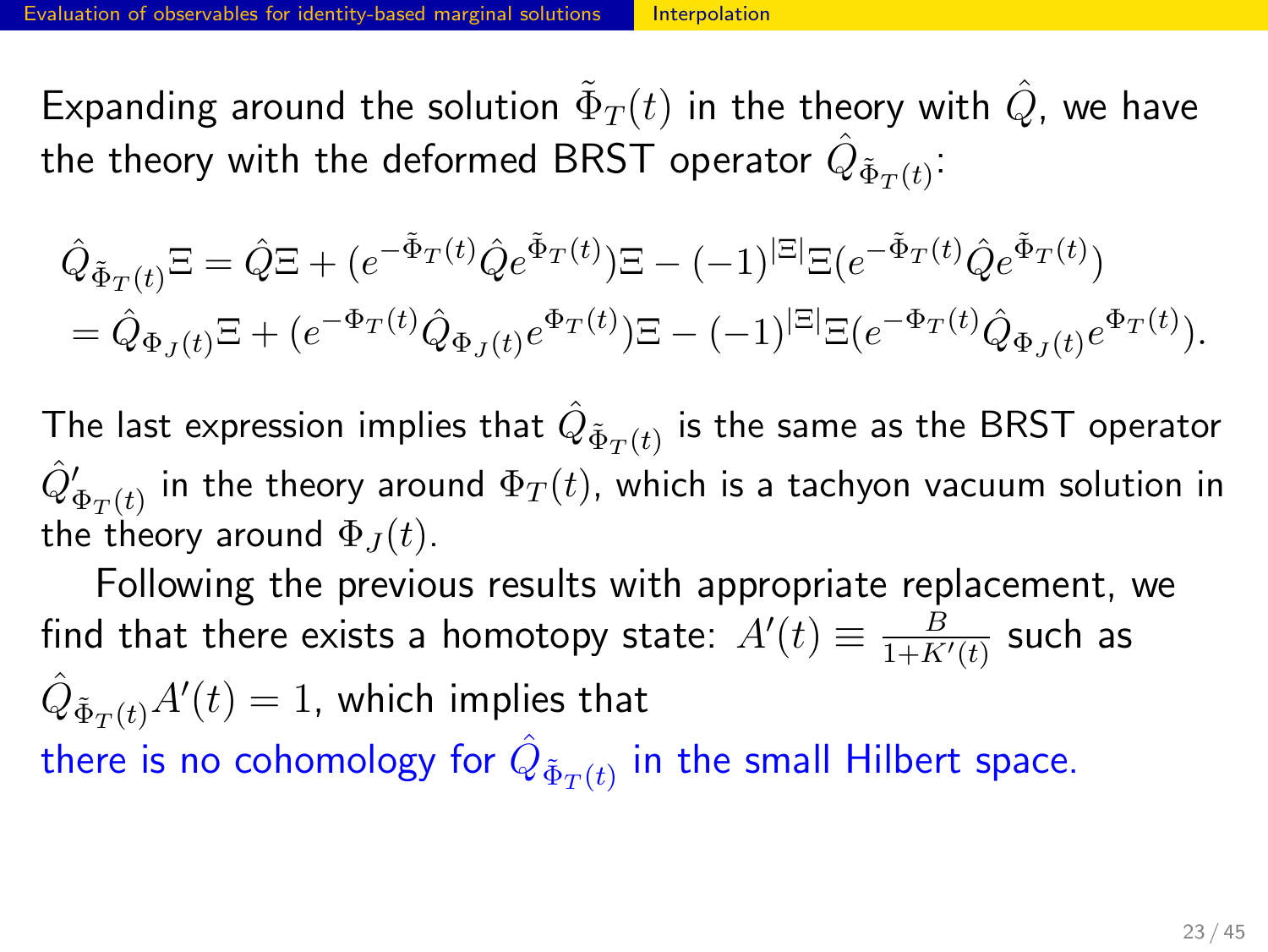Expanding around the solution $\tilde{\Phi}_T(t)$ in the theory with $\hat{Q}$, we have the theory with the deformed BRST operator $\hat{Q}_{\tilde{\Phi}_T(t)}$:

$$
\begin{aligned}
&\hat{Q}_{\tilde{\Phi}_T(t)}\Xi = \hat{Q}\Xi + (e^{-\tilde{\Phi}_T(t)}\hat{Q}e^{\tilde{\Phi}_T(t)})\Xi - (-1)^{|\Xi|}\Xi(e^{-\tilde{\Phi}_T(t)}\hat{Q}e^{\tilde{\Phi}_T(t)}) \\
&= \hat{Q}_{\Phi_J(t)}\Xi + (e^{-\Phi_T(t)}\hat{Q}_{\Phi_J(t)}e^{\Phi_T(t)})\Xi - (-1)^{|\Xi|}\Xi(e^{-\Phi_T(t)}\hat{Q}_{\Phi_J(t)}e^{\Phi_T(t)}).
\end{aligned}
$$

The last expression implies that $\hat{Q}_{\tilde{\Phi}_T(t)}$ is the same as the BRST operator $\hat{Q}'_{\Phi_T(t)}$ in the theory around $\Phi_T(t)$, which is a tachyon vacuum solution in the theory around $\Phi_J(t)$.

Following the previous results with appropriate replacement, we find that there exists a homotopy state: $A'(t) \equiv \frac{B}{1+K'(t)}$ such as $\hat{Q}_{\tilde{\Phi}_T(t)}A'(t) = 1$, which implies that

there is no cohomology for $\hat{Q}_{\tilde{\Phi}_T(t)}$ in the small Hilbert space.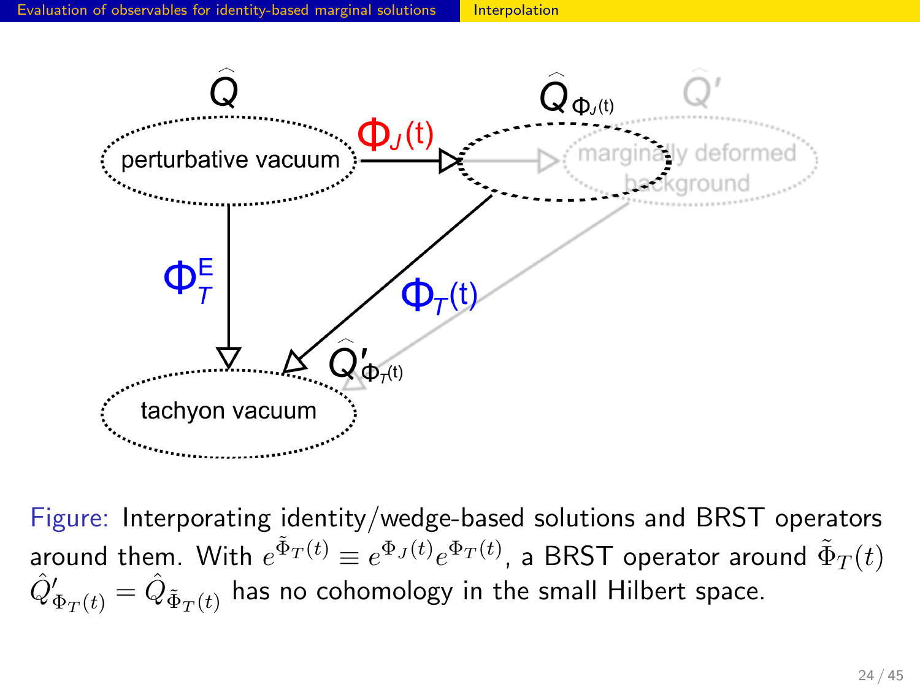perturbative vacuum

$\widehat{Q}$

$\Phi_J(t)$

$\widehat{Q}_{\Phi_J(t)}$

$\widehat{Q}'$

marginally deformed background

$\Phi_T^E$

$\Phi_T(t)$

$\widehat{Q}'_{\Phi_T(t)}$

tachyon vacuum

Figure: Interporating identity/wedge-based solutions and BRST operators around them. With $e^{\tilde{\Phi}_T(t)} \equiv e^{\Phi_J(t)} e^{\Phi_T(t)}$, a BRST operator around $\tilde{\Phi}_T(t)$ $\hat{Q}'_{\Phi_T(t)} = \hat{Q}_{\tilde{\Phi}_T(t)}$ has no cohomology in the small Hilbert space.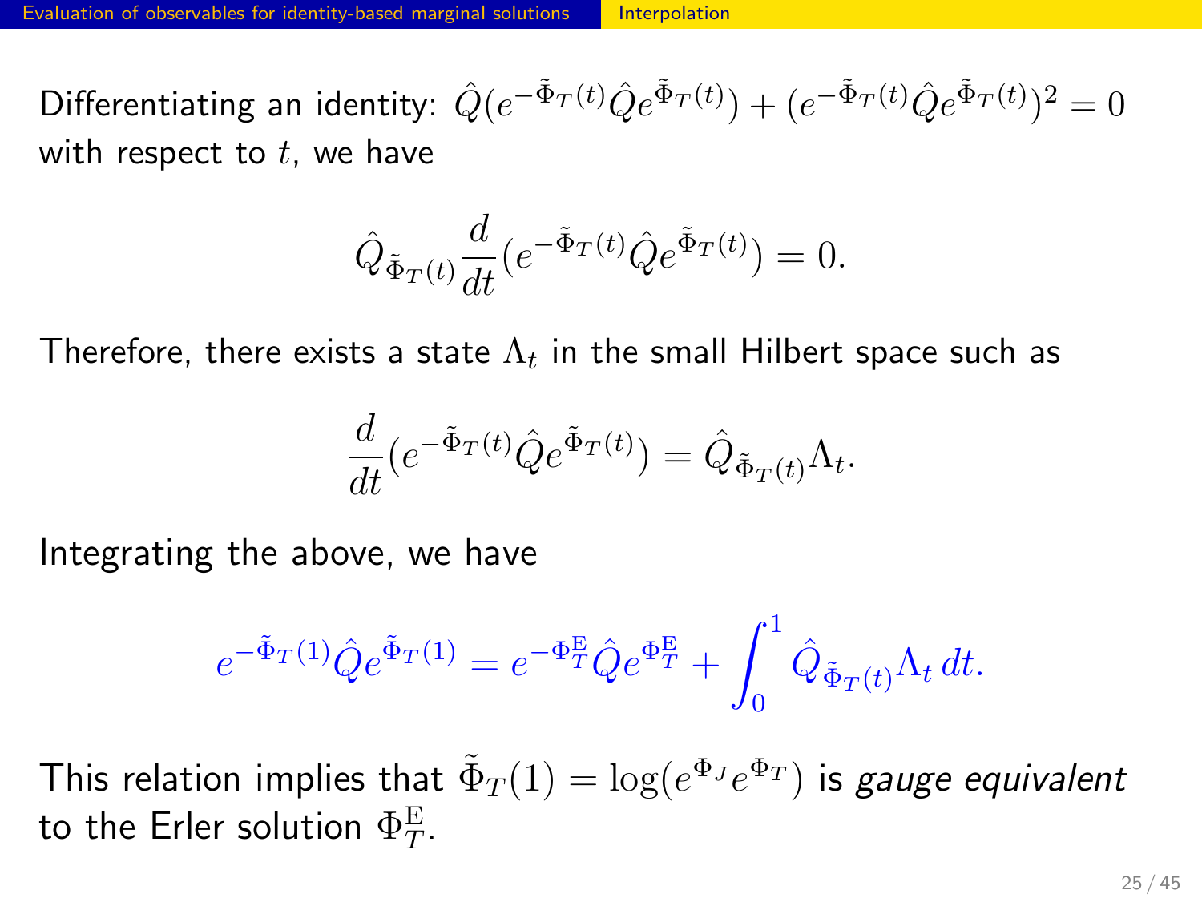Differentiating an identity: $\hat{Q}(e^{-\tilde{\Phi}_T(t)}\hat{Q}e^{\tilde{\Phi}_T(t)}) + (e^{-\tilde{\Phi}_T(t)}\hat{Q}e^{\tilde{\Phi}_T(t)})^2 = 0$ with respect to $t$, we have

$$\hat{Q}_{\tilde{\Phi}_T(t)}\frac{d}{dt}(e^{-\tilde{\Phi}_T(t)}\hat{Q}e^{\tilde{\Phi}_T(t)}) = 0.$$

Therefore, there exists a state $\Lambda_t$ in the small Hilbert space such as

$$\frac{d}{dt}(e^{-\tilde{\Phi}_T(t)}\hat{Q}e^{\tilde{\Phi}_T(t)}) = \hat{Q}_{\tilde{\Phi}_T(t)}\Lambda_t.$$

Integrating the above, we have

$$e^{-\tilde{\Phi}_T(1)}\hat{Q}e^{\tilde{\Phi}_T(1)} = e^{-\Phi_T^{\mathrm{E}}}\hat{Q}e^{\Phi_T^{\mathrm{E}}} + \int_0^1 \hat{Q}_{\tilde{\Phi}_T(t)}\Lambda_t\, dt.$$

This relation implies that $\tilde{\Phi}_T(1) = \log(e^{\Phi_J}e^{\Phi_T})$ is *gauge equivalent* to the Erler solution $\Phi_T^{\mathrm{E}}$.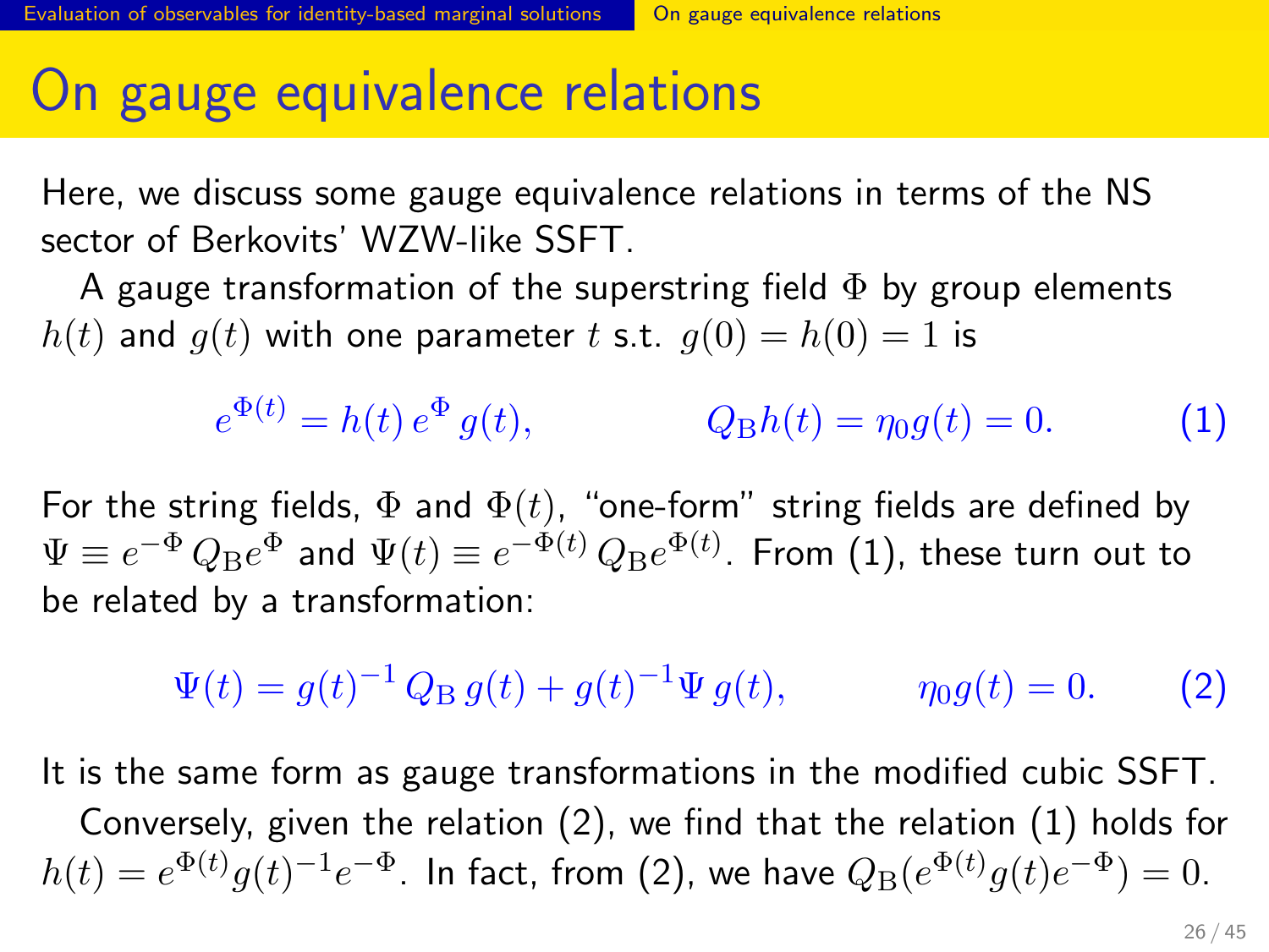# On gauge equivalence relations

Here, we discuss some gauge equivalence relations in terms of the NS sector of Berkovits' WZW-like SSFT.

A gauge transformation of the superstring field $\Phi$ by group elements $h(t)$ and $g(t)$ with one parameter $t$ s.t. $g(0) = h(0) = 1$ is

$$e^{\Phi(t)} = h(t)\, e^{\Phi}\, g(t), \qquad Q_{\rm B} h(t) = \eta_0 g(t) = 0. \tag{1}$$

For the string fields, $\Phi$ and $\Phi(t)$, "one-form" string fields are defined by $\Psi \equiv e^{-\Phi}\, Q_{\rm B} e^{\Phi}$ and $\Psi(t) \equiv e^{-\Phi(t)}\, Q_{\rm B} e^{\Phi(t)}$. From (1), these turn out to be related by a transformation:

$$\Psi(t) = g(t)^{-1}\, Q_{\rm B}\, g(t) + g(t)^{-1} \Psi\, g(t), \qquad \eta_0 g(t) = 0. \tag{2}$$

It is the same form as gauge transformations in the modified cubic SSFT.

Conversely, given the relation (2), we find that the relation (1) holds for $h(t) = e^{\Phi(t)} g(t)^{-1} e^{-\Phi}$. In fact, from (2), we have $Q_{\rm B}(e^{\Phi(t)} g(t) e^{-\Phi}) = 0$.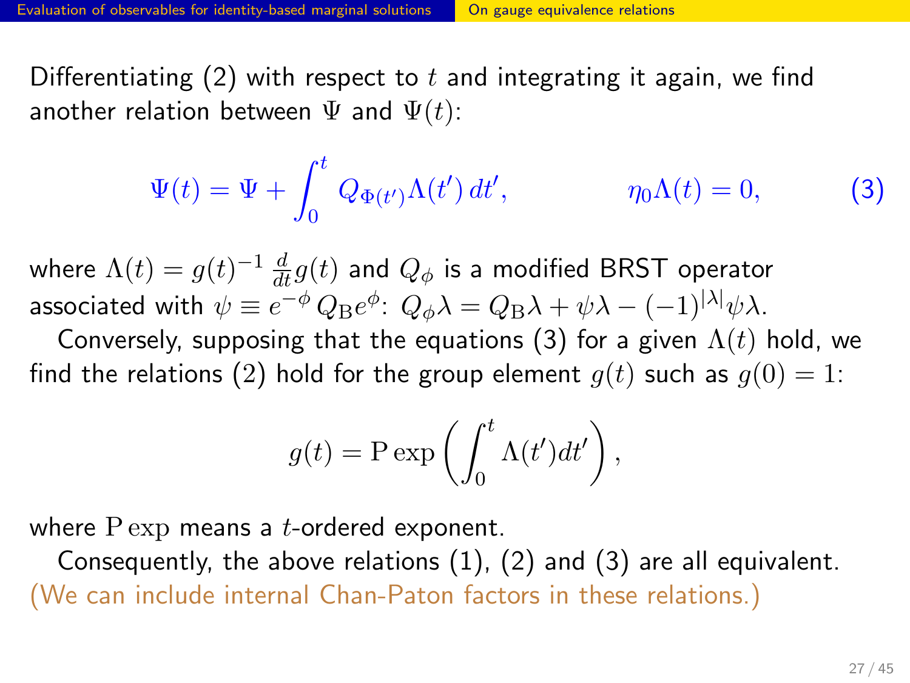Differentiating (2) with respect to $t$ and integrating it again, we find another relation between $\Psi$ and $\Psi(t)$:

$$\Psi(t) = \Psi + \int_0^t Q_{\Phi(t')}\Lambda(t')\,dt', \qquad\qquad \eta_0\Lambda(t) = 0, \tag{3}$$

where $\Lambda(t) = g(t)^{-1}\frac{d}{dt}g(t)$ and $Q_\phi$ is a modified BRST operator associated with $\psi \equiv e^{-\phi}\,Q_{\rm B}e^{\phi}$: $Q_\phi\lambda = Q_{\rm B}\lambda + \psi\lambda - (-1)^{|\lambda|}\psi\lambda$.

Conversely, supposing that the equations (3) for a given $\Lambda(t)$ hold, we find the relations (2) hold for the group element $g(t)$ such as $g(0) = 1$:

$$g(t) = \mathrm{P}\exp\left(\int_0^t \Lambda(t')dt'\right),$$

where $\mathrm{P}\exp$ means a $t$-ordered exponent.

Consequently, the above relations (1), (2) and (3) are all equivalent. (We can include internal Chan-Paton factors in these relations.)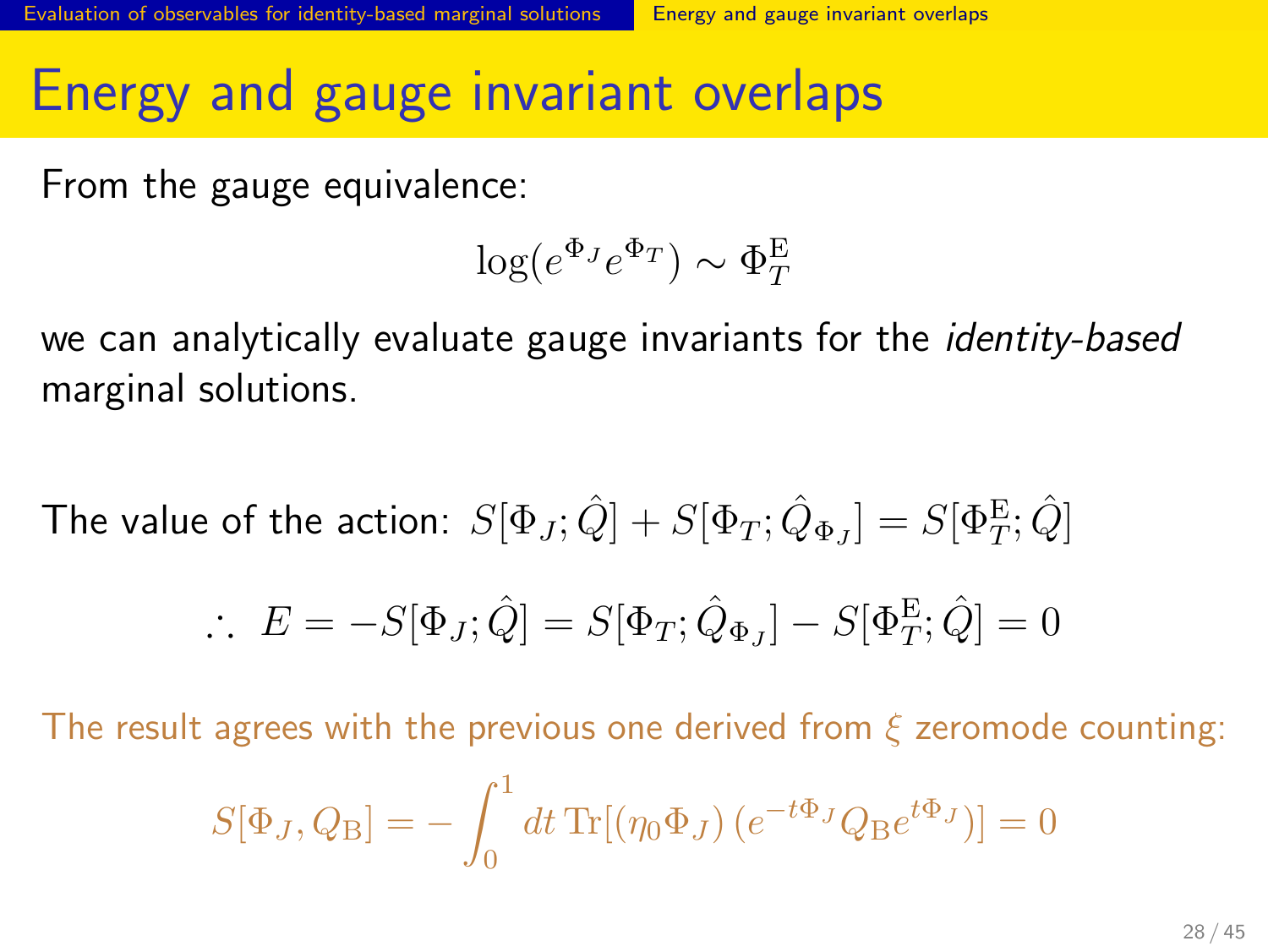# Energy and gauge invariant overlaps

From the gauge equivalence:

$$\log(e^{\Phi_J} e^{\Phi_T}) \sim \Phi_T^{\mathrm{E}}$$

we can analytically evaluate gauge invariants for the *identity-based* marginal solutions.

The value of the action: $S[\Phi_J; \hat{Q}] + S[\Phi_T; \hat{Q}_{\Phi_J}] = S[\Phi_T^{\mathrm{E}}; \hat{Q}]$

$$\therefore \; E = -S[\Phi_J; \hat{Q}] = S[\Phi_T; \hat{Q}_{\Phi_J}] - S[\Phi_T^{\mathrm{E}}; \hat{Q}] = 0$$

The result agrees with the previous one derived from $\xi$ zeromode counting:

$$S[\Phi_J, Q_{\mathrm{B}}] = -\int_0^1 dt \, \mathrm{Tr}[(\eta_0 \Phi_J)\,(e^{-t\Phi_J} Q_{\mathrm{B}} e^{t\Phi_J})] = 0$$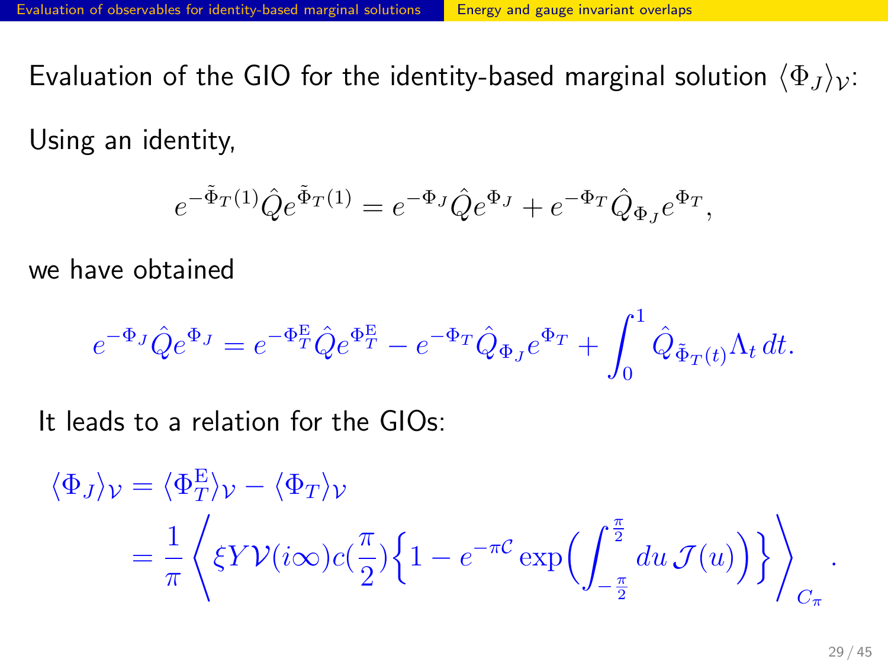Evaluation of the GIO for the identity-based marginal solution $\langle \Phi_J \rangle_{\mathcal{V}}$:

Using an identity,

$$e^{-\tilde{\Phi}_T(1)} \hat{Q} e^{\tilde{\Phi}_T(1)} = e^{-\Phi_J} \hat{Q} e^{\Phi_J} + e^{-\Phi_T} \hat{Q}_{\Phi_J} e^{\Phi_T},$$

we have obtained

$$e^{-\Phi_J} \hat{Q} e^{\Phi_J} = e^{-\Phi_T^{\mathrm{E}}} \hat{Q} e^{\Phi_T^{\mathrm{E}}} - e^{-\Phi_T} \hat{Q}_{\Phi_J} e^{\Phi_T} + \int_0^1 \hat{Q}_{\tilde{\Phi}_T(t)} \Lambda_t \, dt.$$

It leads to a relation for the GIOs:

$$\begin{aligned}
\langle \Phi_J \rangle_{\mathcal{V}} &= \langle \Phi_T^{\mathrm{E}} \rangle_{\mathcal{V}} - \langle \Phi_T \rangle_{\mathcal{V}} \\
&= \frac{1}{\pi} \left\langle \xi Y \mathcal{V}(i\infty) c(\frac{\pi}{2}) \Big\{ 1 - e^{-\pi \mathcal{C}} \exp\Big( \int_{-\frac{\pi}{2}}^{\frac{\pi}{2}} du \, \mathcal{J}(u) \Big) \Big\} \right\rangle_{C_\pi}.
\end{aligned}$$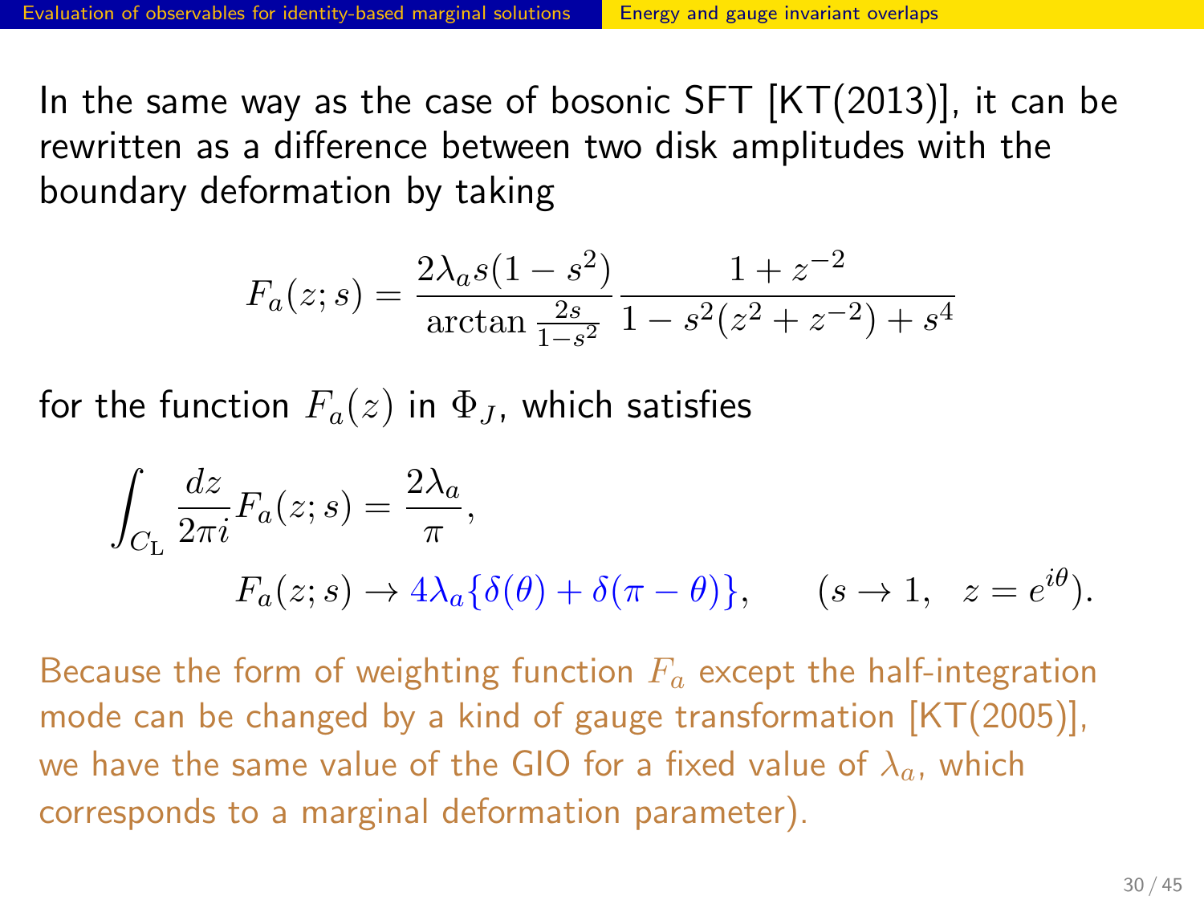In the same way as the case of bosonic SFT [KT(2013)], it can be rewritten as a difference between two disk amplitudes with the boundary deformation by taking

$$
F_a(z;s) = \frac{2\lambda_a s(1-s^2)}{\arctan\frac{2s}{1-s^2}} \frac{1+z^{-2}}{1-s^2(z^2+z^{-2})+s^4}
$$

for the function $F_a(z)$ in $\Phi_J$, which satisfies

$$
\int_{C_{\rm L}} \frac{dz}{2\pi i} F_a(z;s) = \frac{2\lambda_a}{\pi},
$$

$$
F_a(z;s) \to 4\lambda_a\{\delta(\theta)+\delta(\pi-\theta)\}, \qquad (s\to 1, \ \ z=e^{i\theta}).
$$

Because the form of weighting function $F_a$ except the half-integration mode can be changed by a kind of gauge transformation [KT(2005)], we have the same value of the GIO for a fixed value of $\lambda_a$, which corresponds to a marginal deformation parameter).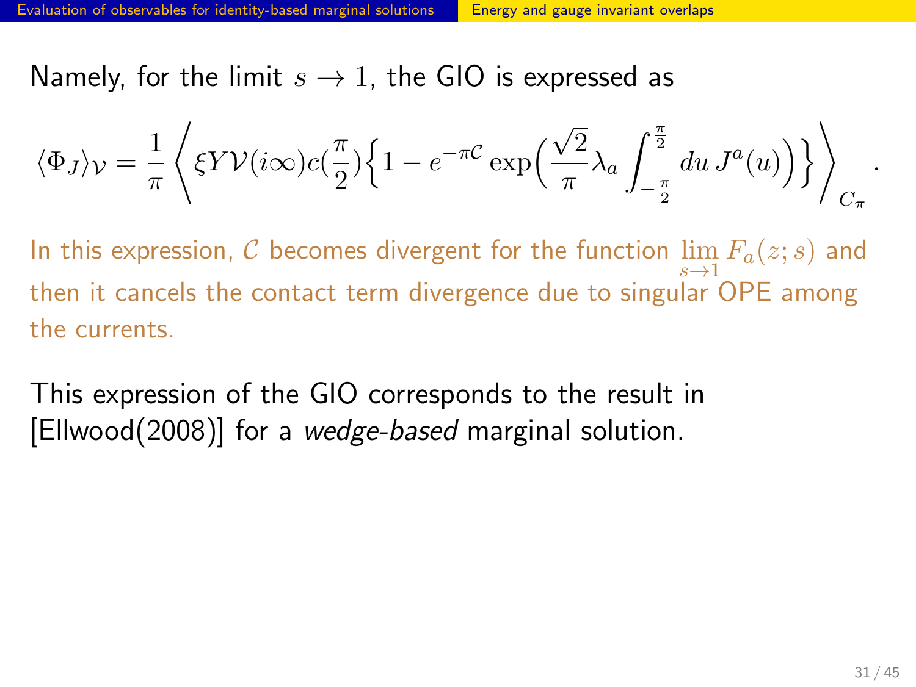Namely, for the limit $s \to 1$, the GIO is expressed as

$$\langle \Phi_J \rangle_{\mathcal{V}} = \frac{1}{\pi} \left\langle \xi Y \mathcal{V}(i\infty) c(\frac{\pi}{2}) \Big\{ 1 - e^{-\pi \mathcal{C}} \exp\Big( \frac{\sqrt{2}}{\pi} \lambda_a \int_{-\frac{\pi}{2}}^{\frac{\pi}{2}} du\, J^a(u) \Big) \Big\} \right\rangle_{C_\pi} .$$

In this expression, $\mathcal{C}$ becomes divergent for the function $\lim_{s \to 1} F_a(z; s)$ and then it cancels the contact term divergence due to singular OPE among the currents.

This expression of the GIO corresponds to the result in [Ellwood(2008)] for a *wedge-based* marginal solution.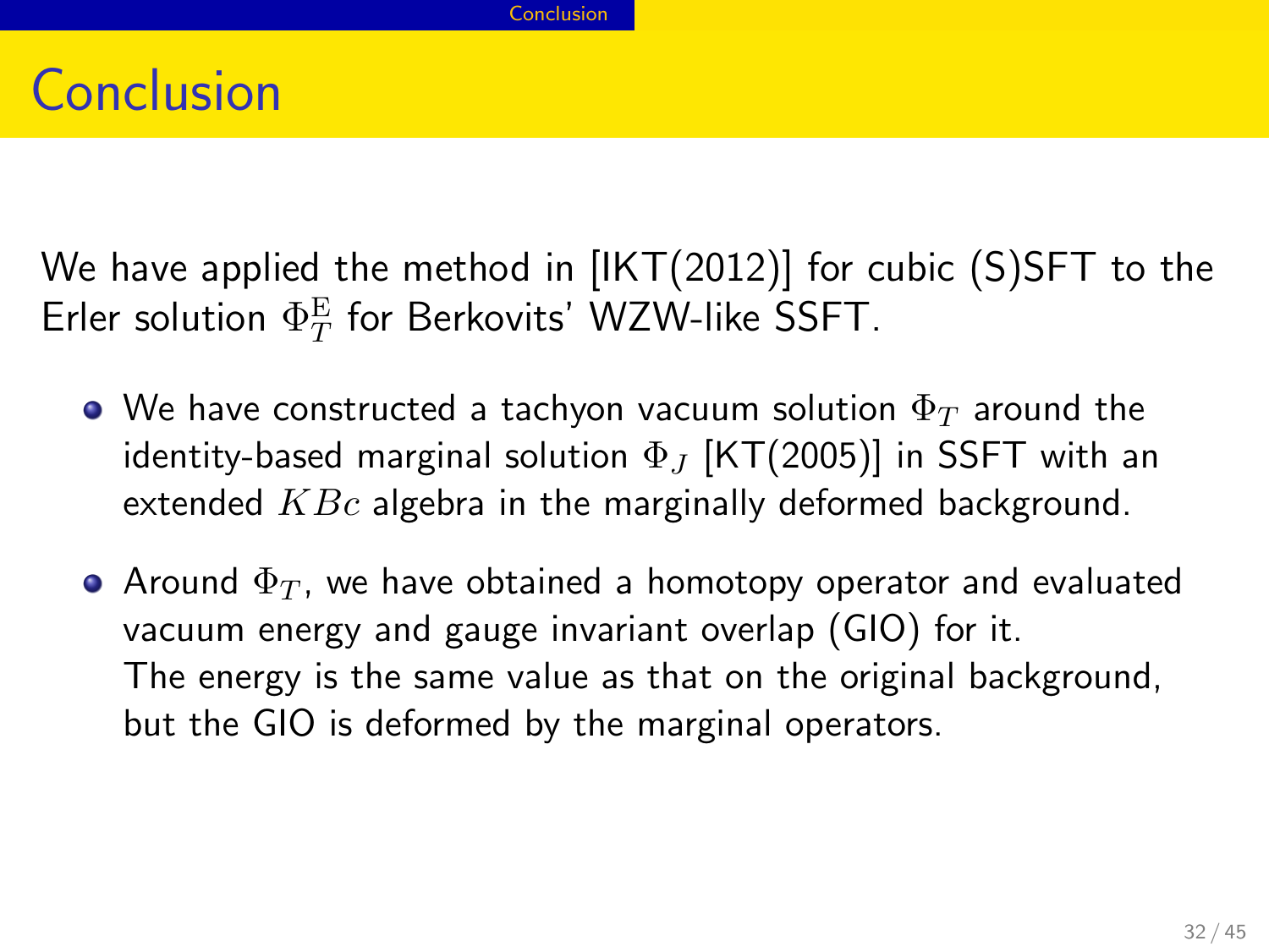# Conclusion

We have applied the method in [IKT(2012)] for cubic (S)SFT to the Erler solution $\Phi_T^{\mathrm{E}}$ for Berkovits' WZW-like SSFT.

- We have constructed a tachyon vacuum solution $\Phi_T$ around the identity-based marginal solution $\Phi_J$ [KT(2005)] in SSFT with an extended $KBc$ algebra in the marginally deformed background.
- Around $\Phi_T$, we have obtained a homotopy operator and evaluated vacuum energy and gauge invariant overlap (GIO) for it. The energy is the same value as that on the original background, but the GIO is deformed by the marginal operators.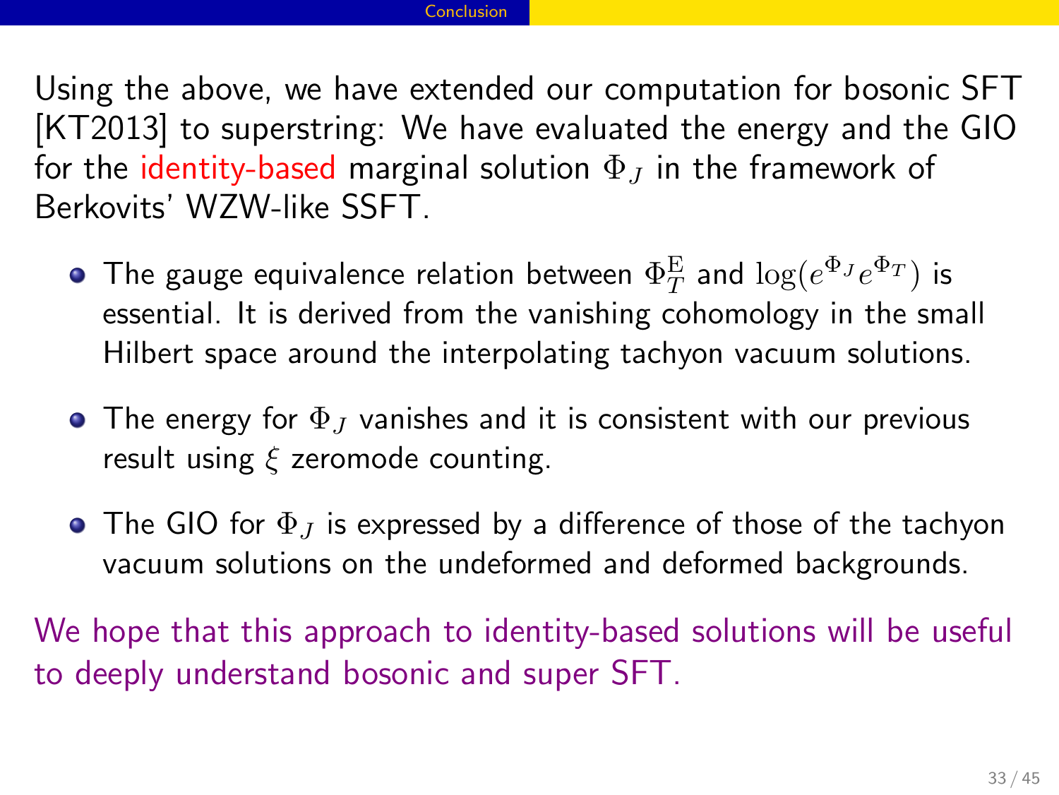Using the above, we have extended our computation for bosonic SFT [KT2013] to superstring: We have evaluated the energy and the GIO for the identity-based marginal solution $\Phi_J$ in the framework of Berkovits' WZW-like SSFT.

- The gauge equivalence relation between $\Phi_T^{\mathrm{E}}$ and $\log(e^{\Phi_J}e^{\Phi_T})$ is essential. It is derived from the vanishing cohomology in the small Hilbert space around the interpolating tachyon vacuum solutions.
- The energy for $\Phi_J$ vanishes and it is consistent with our previous result using $\xi$ zeromode counting.
- The GIO for $\Phi_J$ is expressed by a difference of those of the tachyon vacuum solutions on the undeformed and deformed backgrounds.

We hope that this approach to identity-based solutions will be useful to deeply understand bosonic and super SFT.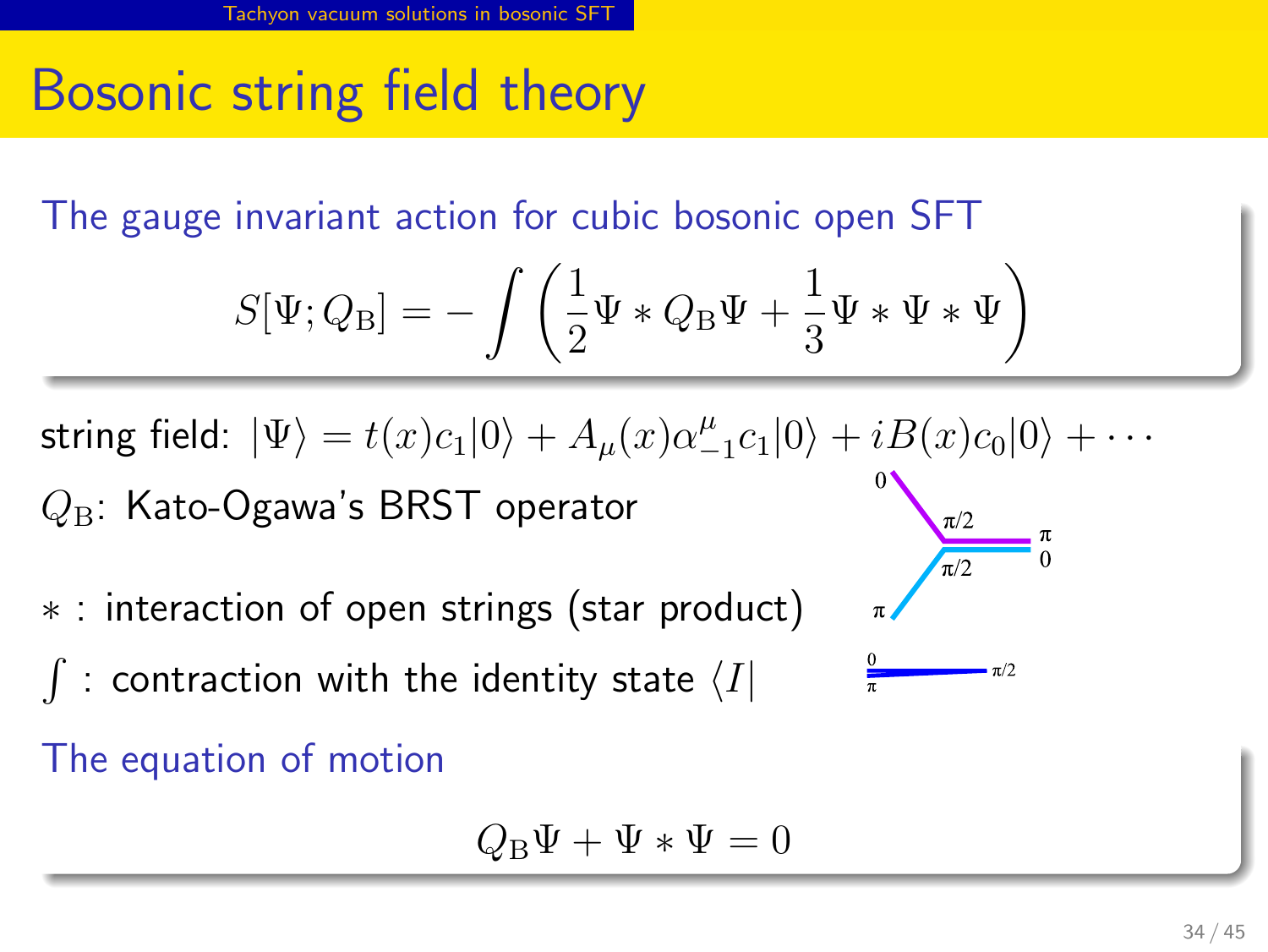# Bosonic string field theory

The gauge invariant action for cubic bosonic open SFT

$$S[\Psi; Q_{\rm B}] = -\int \left( \frac{1}{2}\Psi * Q_{\rm B}\Psi + \frac{1}{3}\Psi * \Psi * \Psi \right)$$

string field: $|\Psi\rangle = t(x)c_1|0\rangle + A_\mu(x)\alpha^\mu_{-1}c_1|0\rangle + iB(x)c_0|0\rangle + \cdots$

$Q_{\rm B}$: Kato-Ogawa's BRST operator

$*$ : interaction of open strings (star product)

$\int$ : contraction with the identity state $\langle I|$

The equation of motion

$$Q_{\rm B}\Psi + \Psi * \Psi = 0$$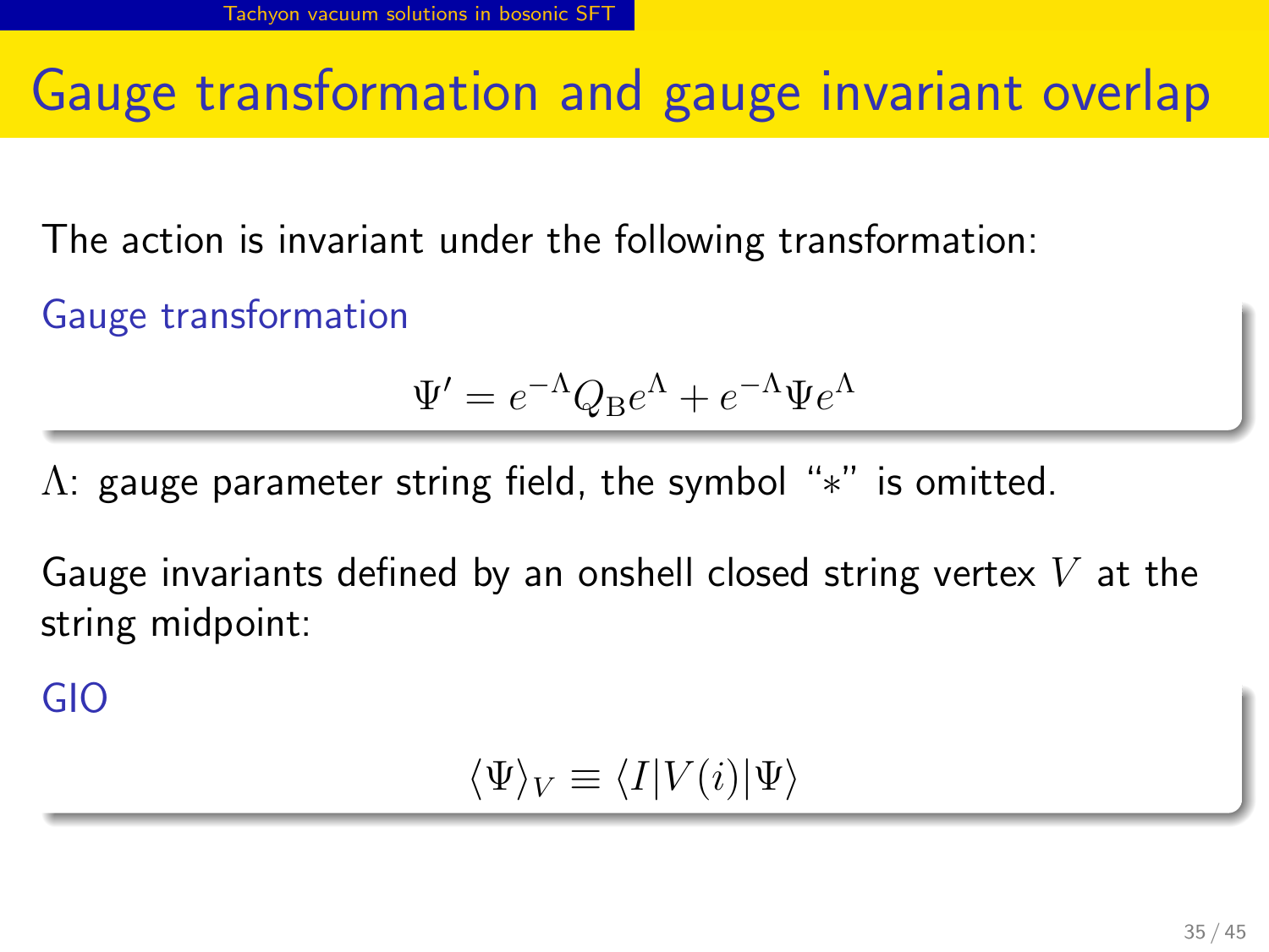# Gauge transformation and gauge invariant overlap

The action is invariant under the following transformation:

**Gauge transformation**

$$\Psi' = e^{-\Lambda} Q_{\rm B} e^{\Lambda} + e^{-\Lambda} \Psi e^{\Lambda}$$

$\Lambda$: gauge parameter string field, the symbol "$*$" is omitted.

Gauge invariants defined by an onshell closed string vertex $V$ at the string midpoint:

**GIO**

$$\langle \Psi \rangle_V \equiv \langle I | V(i) | \Psi \rangle$$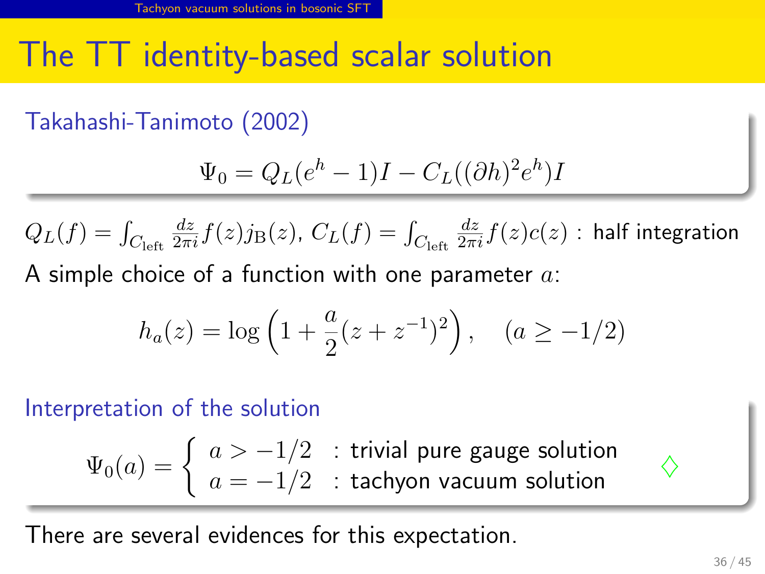# The TT identity-based scalar solution

**Takahashi-Tanimoto (2002)**

$$\Psi_0 = Q_L(e^h - 1)I - C_L((\partial h)^2 e^h)I$$

$Q_L(f) = \int_{C_{\rm left}} \frac{dz}{2\pi i} f(z) j_{\rm B}(z)$, $C_L(f) = \int_{C_{\rm left}} \frac{dz}{2\pi i} f(z) c(z)$ : half integration

A simple choice of a function with one parameter $a$:

$$h_a(z) = \log\left(1 + \frac{a}{2}(z + z^{-1})^2\right), \quad (a \geq -1/2)$$

**Interpretation of the solution**

$$\Psi_0(a) = \begin{cases} a > -1/2 & : \text{trivial pure gauge solution} \\ a = -1/2 & : \text{tachyon vacuum solution} \end{cases}$$

There are several evidences for this expectation.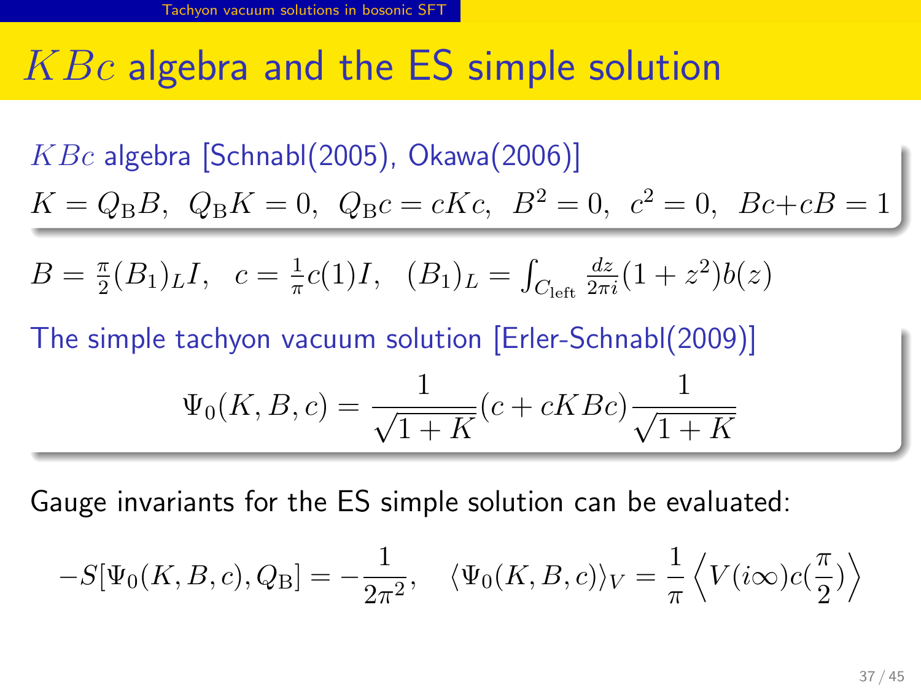# $KBc$ algebra and the ES simple solution

$KBc$ algebra [Schnabl(2005), Okawa(2006)]

$$K = Q_{\rm B}B,\ \ Q_{\rm B}K = 0,\ \ Q_{\rm B}c = cKc,\ \ B^2 = 0,\ \ c^2 = 0,\ \ Bc+cB = 1$$

$$B = \frac{\pi}{2}(B_1)_L I,\ \ \ c = \frac{1}{\pi}c(1)I,\ \ \ (B_1)_L = \int_{C_{\rm left}} \frac{dz}{2\pi i}(1+z^2)b(z)$$

The simple tachyon vacuum solution [Erler-Schnabl(2009)]

$$\Psi_0(K,B,c) = \frac{1}{\sqrt{1+K}}(c + cKBc)\frac{1}{\sqrt{1+K}}$$

Gauge invariants for the ES simple solution can be evaluated:

$$-S[\Psi_0(K,B,c),Q_{\rm B}] = -\frac{1}{2\pi^2},\quad \langle\Psi_0(K,B,c)\rangle_V = \frac{1}{\pi}\left\langle V(i\infty)c(\frac{\pi}{2})\right\rangle$$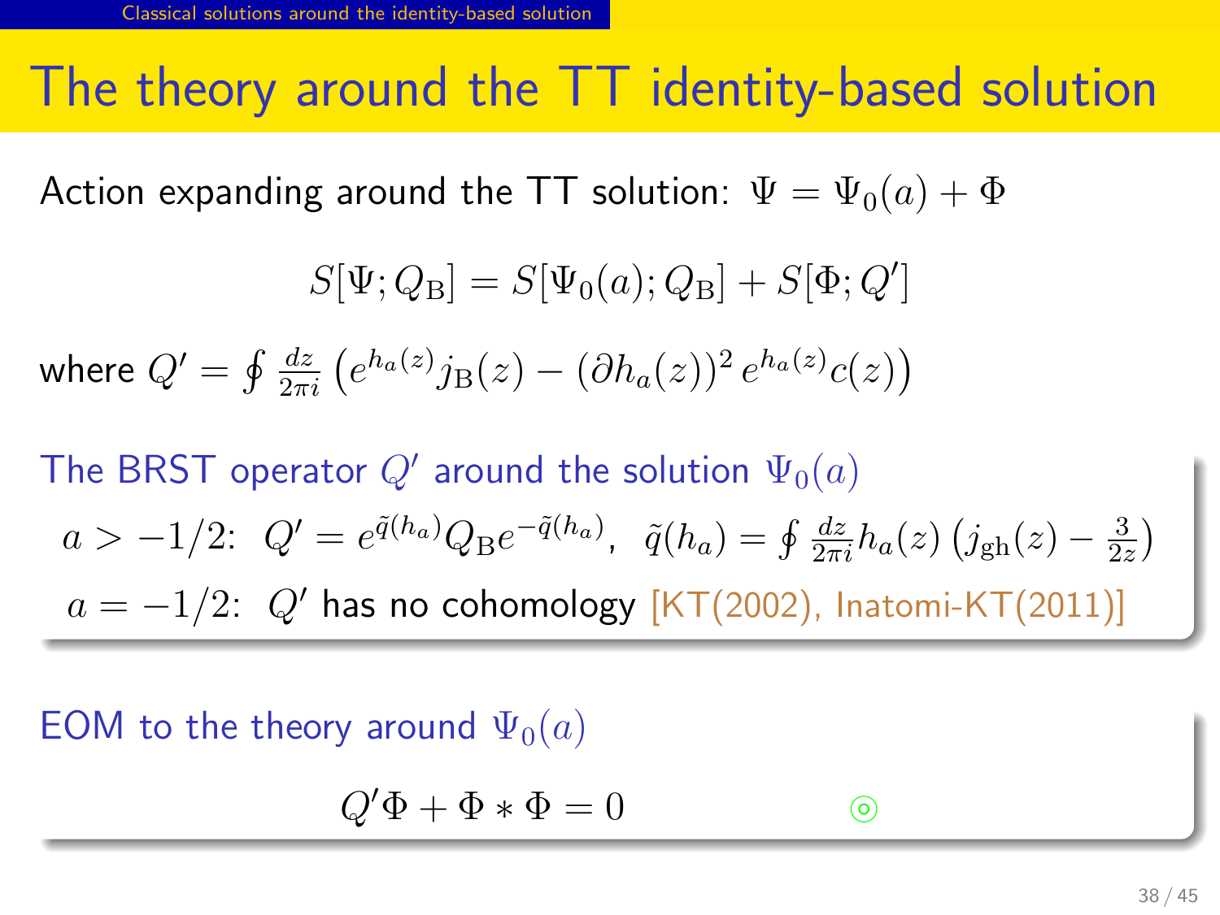# The theory around the TT identity-based solution

Action expanding around the TT solution: $\Psi = \Psi_0(a) + \Phi$

$$S[\Psi; Q_{\mathrm{B}}] = S[\Psi_0(a); Q_{\mathrm{B}}] + S[\Phi; Q']$$

where $Q' = \oint \frac{dz}{2\pi i} \left( e^{h_a(z)} j_{\mathrm{B}}(z) - (\partial h_a(z))^2 \, e^{h_a(z)} c(z) \right)$

**The BRST operator $Q'$ around the solution $\Psi_0(a)$**

$a > -1/2$: $Q' = e^{\tilde{q}(h_a)} Q_{\mathrm{B}} e^{-\tilde{q}(h_a)}$, $\tilde{q}(h_a) = \oint \frac{dz}{2\pi i} h_a(z) \left( j_{\mathrm{gh}}(z) - \frac{3}{2z} \right)$

$a = -1/2$: $Q'$ has no cohomology [KT(2002), Inatomi-KT(2011)]

**EOM to the theory around $\Psi_0(a)$**

$$Q'\Phi + \Phi * \Phi = 0$$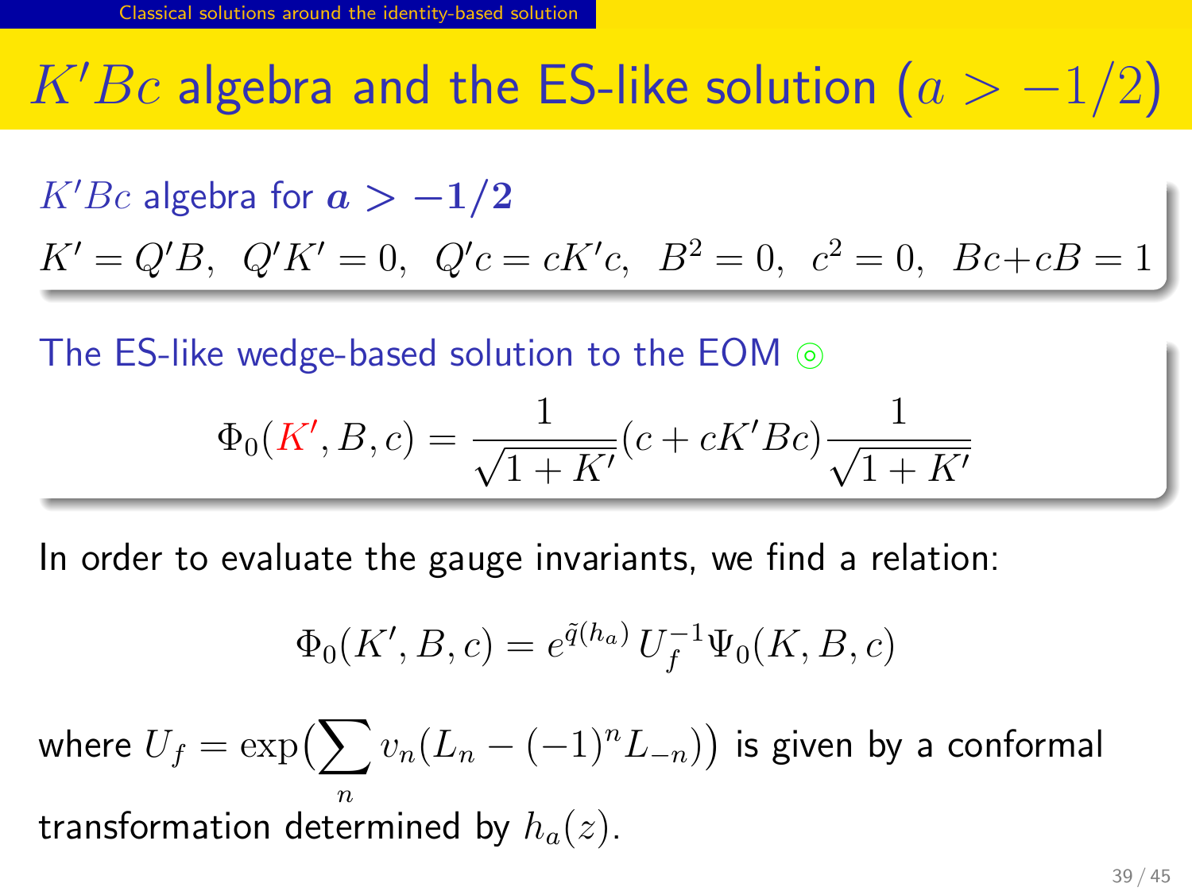# $K'Bc$ algebra and the ES-like solution ($a > -1/2$)

**$K'Bc$ algebra for $a > -1/2$**

$K' = Q'B, \;\; Q'K' = 0, \;\; Q'c = cK'c, \;\; B^2 = 0, \;\; c^2 = 0, \;\; Bc + cB = 1$

**The ES-like wedge-based solution to the EOM ◎**

$$\Phi_0(K', B, c) = \frac{1}{\sqrt{1+K'}}(c + cK'Bc)\frac{1}{\sqrt{1+K'}}$$

In order to evaluate the gauge invariants, we find a relation:

$$\Phi_0(K', B, c) = e^{\tilde{q}(h_a)}\, U_f^{-1} \Psi_0(K, B, c)$$

where $U_f = \exp\left(\sum_n v_n(L_n - (-1)^n L_{-n})\right)$ is given by a conformal transformation determined by $h_a(z)$.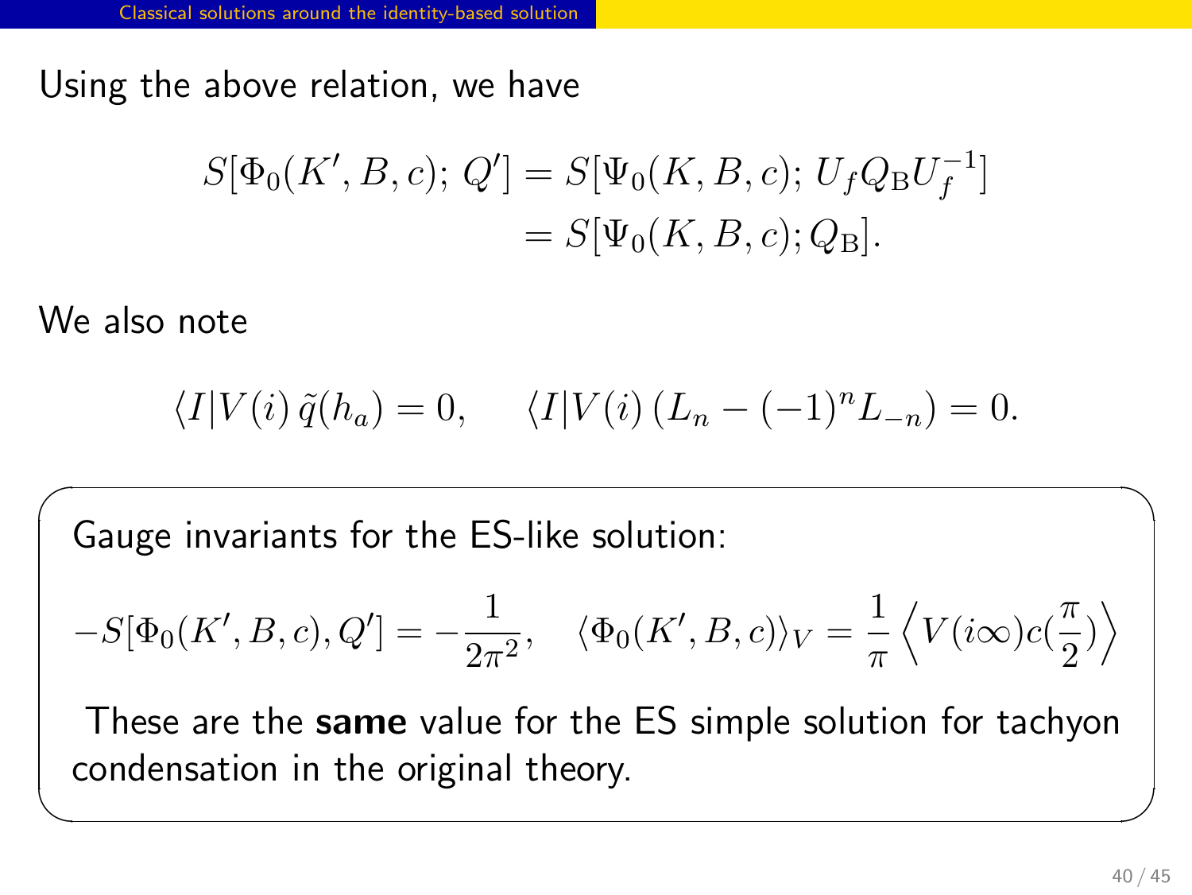Using the above relation, we have

$$
\begin{aligned}
S[\Phi_0(K', B, c);\, Q'] &= S[\Psi_0(K, B, c);\, U_f Q_{\rm B} U_f^{-1}] \\
&= S[\Psi_0(K, B, c); Q_{\rm B}].
\end{aligned}
$$

We also note

$$
\langle I | V(i)\, \tilde{q}(h_a) = 0, \qquad \langle I | V(i)\, (L_n - (-1)^n L_{-n}) = 0.
$$

Gauge invariants for the ES-like solution:

$$
-S[\Phi_0(K', B, c), Q'] = -\frac{1}{2\pi^2}, \quad \langle \Phi_0(K', B, c) \rangle_V = \frac{1}{\pi} \left\langle V(i\infty) c(\frac{\pi}{2}) \right\rangle
$$

These are the **same** value for the ES simple solution for tachyon condensation in the original theory.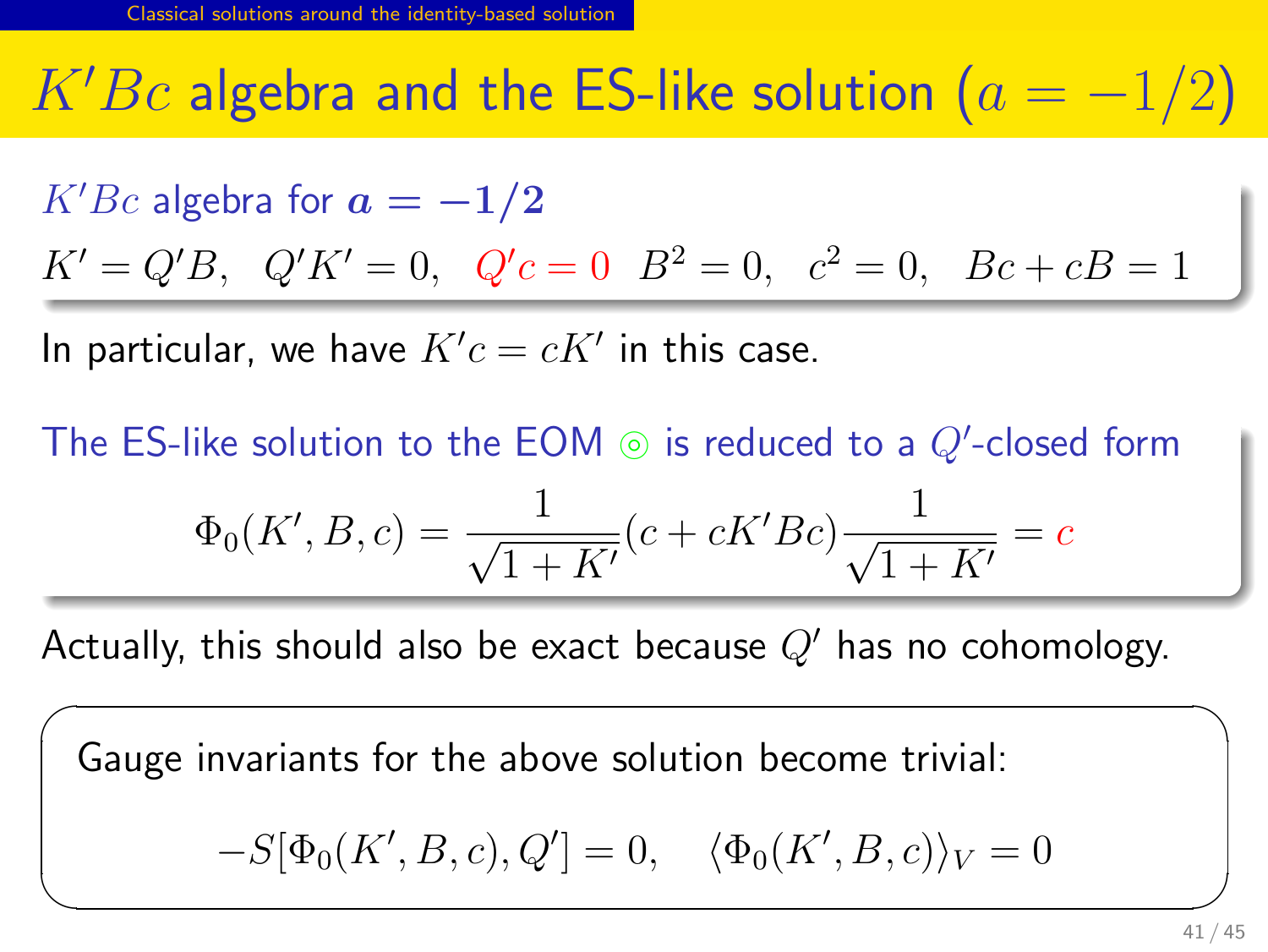# $K'Bc$ algebra and the ES-like solution ($a = -1/2$)

$K'Bc$ algebra for $\boldsymbol{a = -1/2}$

$$K' = Q'B, \quad Q'K' = 0, \quad Q'c = 0 \quad B^2 = 0, \quad c^2 = 0, \quad Bc + cB = 1$$

In particular, we have $K'c = cK'$ in this case.

The ES-like solution to the EOM ◎ is reduced to a $Q'$-closed form

$$\Phi_0(K', B, c) = \frac{1}{\sqrt{1+K'}}(c + cK'Bc)\frac{1}{\sqrt{1+K'}} = c$$

Actually, this should also be exact because $Q'$ has no cohomology.

Gauge invariants for the above solution become trivial:

$$-S[\Phi_0(K', B, c), Q'] = 0, \quad \langle \Phi_0(K', B, c) \rangle_V = 0$$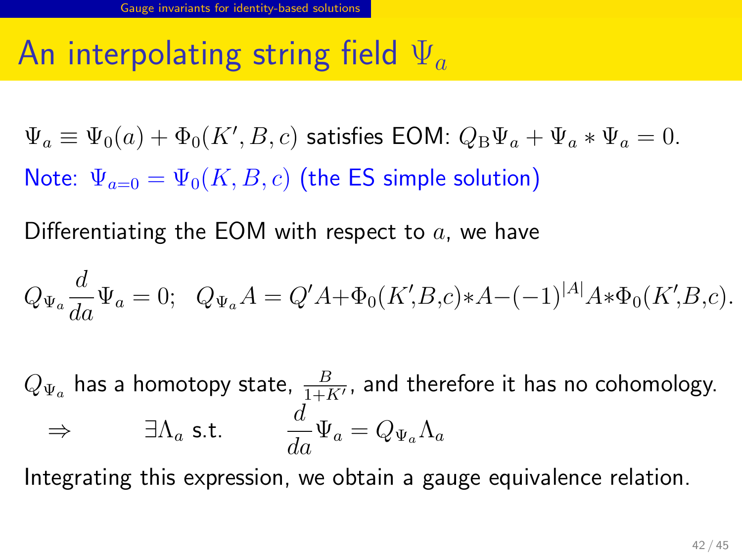# An interpolating string field $\Psi_a$

$\Psi_a \equiv \Psi_0(a) + \Phi_0(K', B, c)$ satisfies EOM: $Q_{\mathrm{B}}\Psi_a + \Psi_a * \Psi_a = 0.$

Note: $\Psi_{a=0} = \Psi_0(K, B, c)$ (the ES simple solution)

Differentiating the EOM with respect to $a$, we have

$$Q_{\Psi_a}\frac{d}{da}\Psi_a = 0; \quad Q_{\Psi_a}A = Q'A + \Phi_0(K', B, c) * A - (-1)^{|A|}A * \Phi_0(K', B, c).$$

$Q_{\Psi_a}$ has a homotopy state, $\frac{B}{1+K'}$, and therefore it has no cohomology.

$$\Rightarrow \qquad \exists \Lambda_a \text{ s.t.} \qquad \frac{d}{da}\Psi_a = Q_{\Psi_a}\Lambda_a$$

Integrating this expression, we obtain a gauge equivalence relation.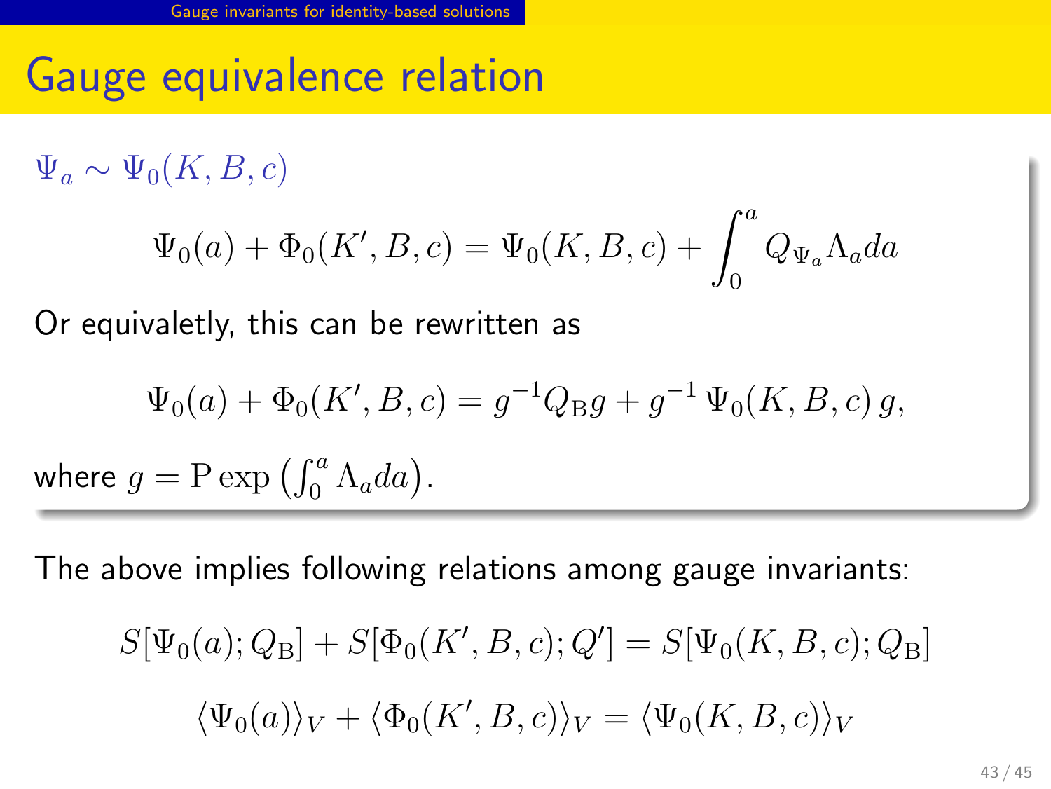# Gauge equivalence relation

$\Psi_a \sim \Psi_0(K, B, c)$

$$\Psi_0(a) + \Phi_0(K', B, c) = \Psi_0(K, B, c) + \int_0^a Q_{\Psi_a} \Lambda_a da$$

Or equivaletly, this can be rewritten as

$$\Psi_0(a) + \Phi_0(K', B, c) = g^{-1} Q_{\mathrm{B}} g + g^{-1}\, \Psi_0(K, B, c)\, g,$$

where $g = \mathrm{P} \exp \left( \int_0^a \Lambda_a da \right)$.

The above implies following relations among gauge invariants:

$$S[\Psi_0(a); Q_{\mathrm{B}}] + S[\Phi_0(K', B, c); Q'] = S[\Psi_0(K, B, c); Q_{\mathrm{B}}]$$

$$\langle \Psi_0(a) \rangle_V + \langle \Phi_0(K', B, c) \rangle_V = \langle \Psi_0(K, B, c) \rangle_V$$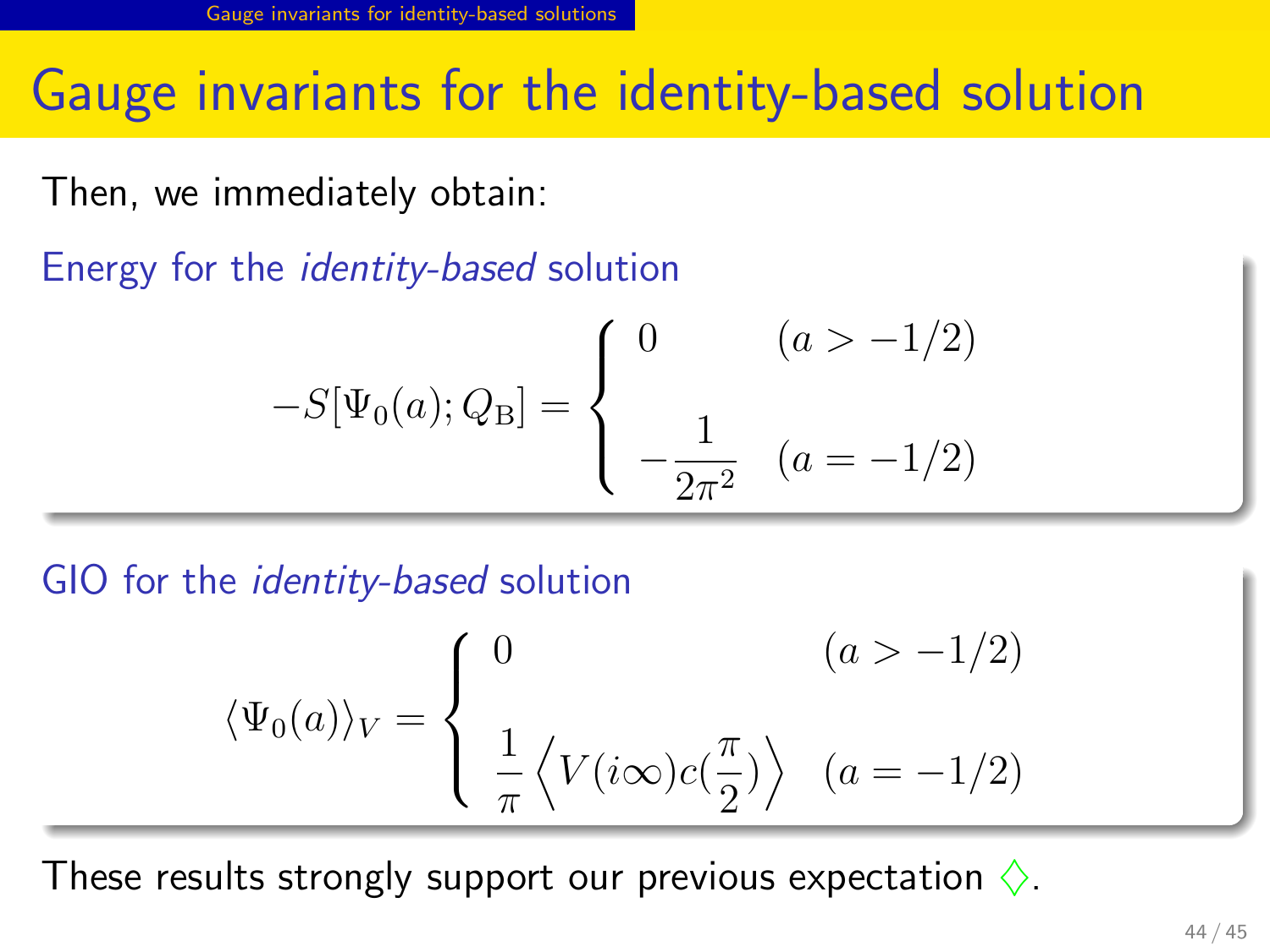# Gauge invariants for the identity-based solution

Then, we immediately obtain:

**Energy for the *identity-based* solution**

$$-S[\Psi_0(a); Q_{\mathrm{B}}] = \begin{cases} 0 & (a > -1/2) \\ -\dfrac{1}{2\pi^2} & (a = -1/2) \end{cases}$$

**GIO for the *identity-based* solution**

$$\langle \Psi_0(a) \rangle_V = \begin{cases} 0 & (a > -1/2) \\ \dfrac{1}{\pi} \left\langle V(i\infty) c(\frac{\pi}{2}) \right\rangle & (a = -1/2) \end{cases}$$

These results strongly support our previous expectation ♢.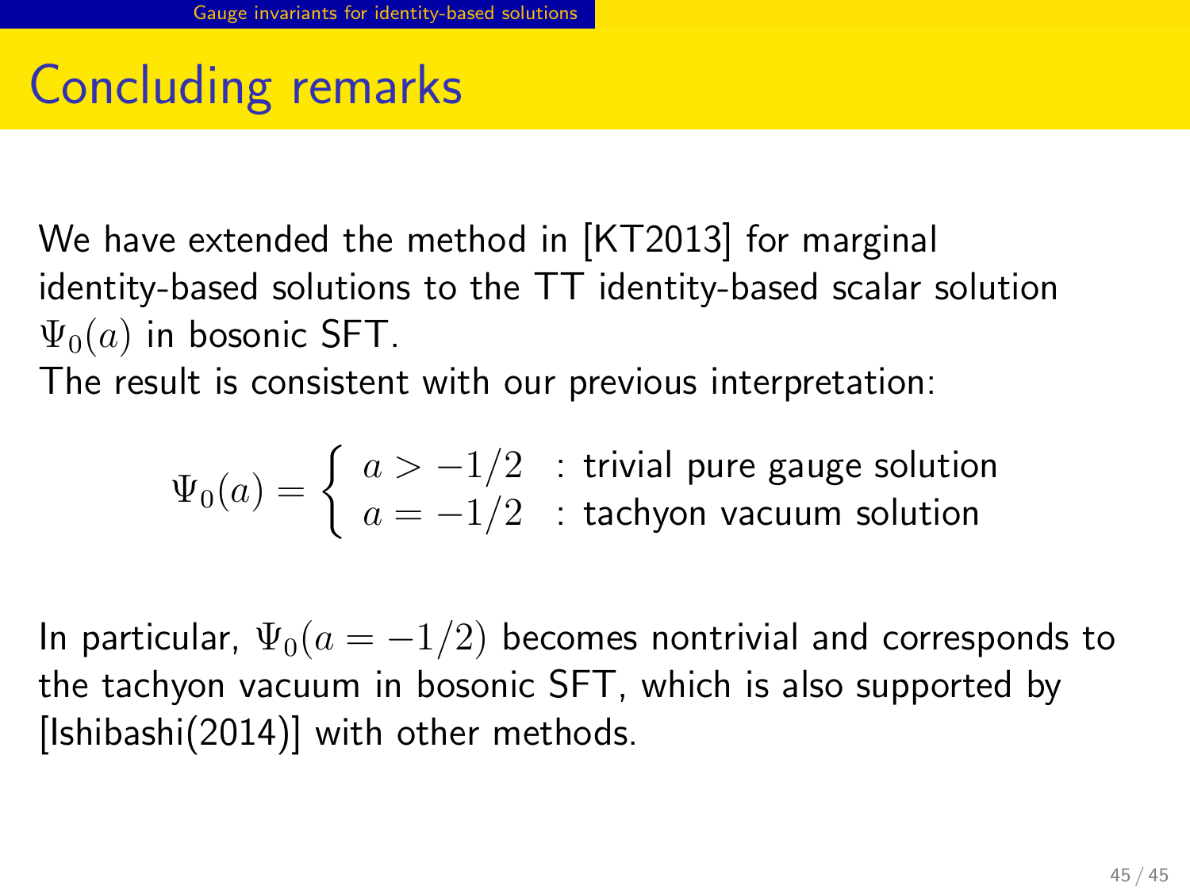# Concluding remarks

We have extended the method in [KT2013] for marginal identity-based solutions to the TT identity-based scalar solution $\Psi_0(a)$ in bosonic SFT.
The result is consistent with our previous interpretation:

$$\Psi_0(a) = \begin{cases} a > -1/2 & : \text{trivial pure gauge solution} \\ a = -1/2 & : \text{tachyon vacuum solution} \end{cases}$$

In particular, $\Psi_0(a = -1/2)$ becomes nontrivial and corresponds to the tachyon vacuum in bosonic SFT, which is also supported by [Ishibashi(2014)] with other methods.